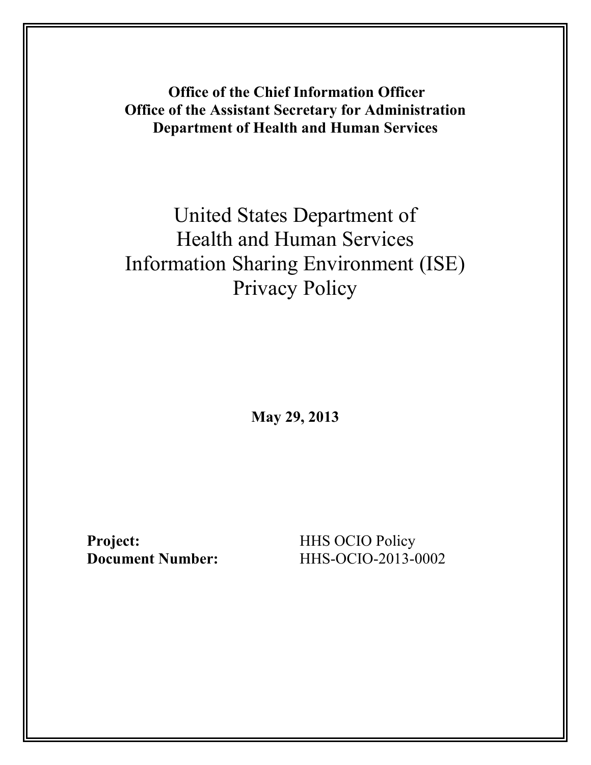**Office of the Chief Information Officer**
**Office of the Assistant Secretary for Administration**
**Department of Health and Human Services**

# United States Department of Health and Human Services Information Sharing Environment (ISE) Privacy Policy

**May 29, 2013**

**Project:** HHS OCIO Policy
**Document Number:** HHS-OCIO-2013-0002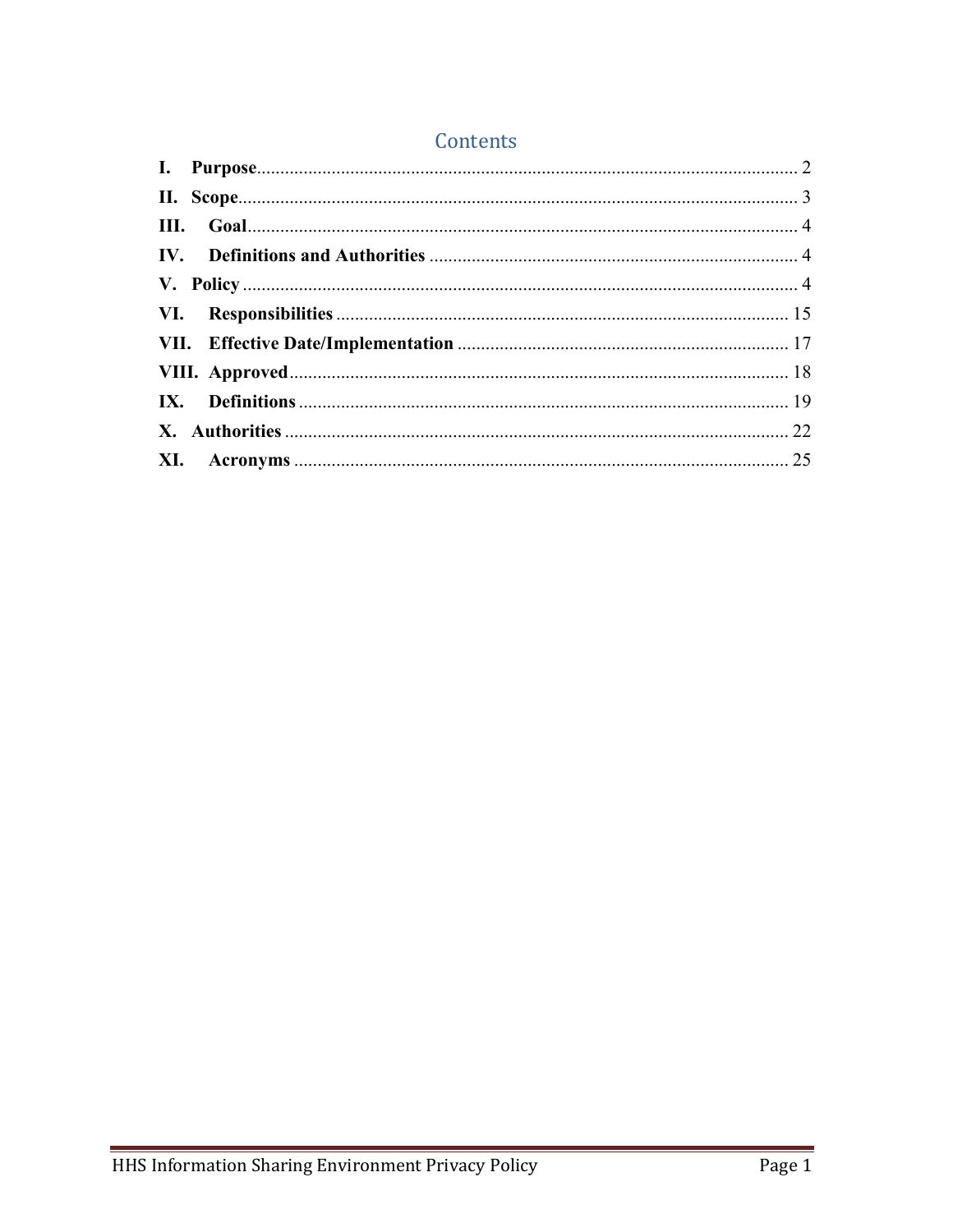# Contents

- **I. Purpose** .......... 2
- **II. Scope** .......... 3
- **III. Goal** .......... 4
- **IV. Definitions and Authorities** .......... 4
- **V. Policy** .......... 4
- **VI. Responsibilities** .......... 15
- **VII. Effective Date/Implementation** .......... 17
- **VIII. Approved** .......... 18
- **IX. Definitions** .......... 19
- **X. Authorities** .......... 22
- **XI. Acronyms** .......... 25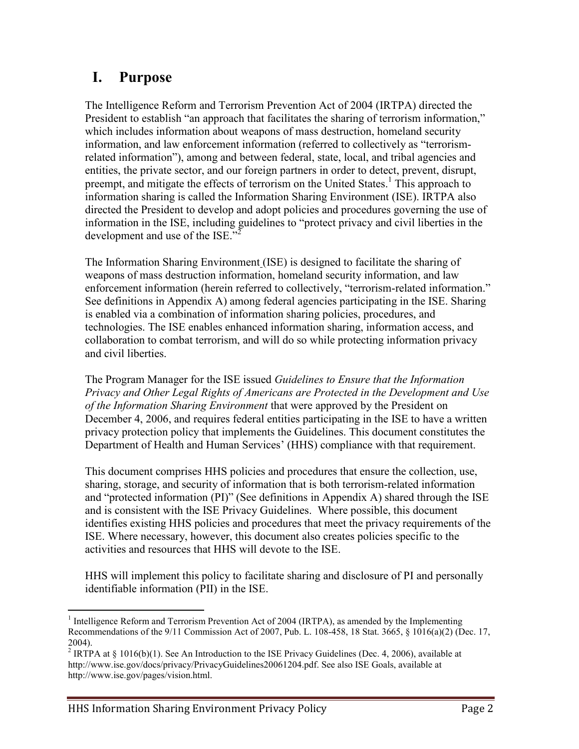# I. Purpose

The Intelligence Reform and Terrorism Prevention Act of 2004 (IRTPA) directed the President to establish "an approach that facilitates the sharing of terrorism information," which includes information about weapons of mass destruction, homeland security information, and law enforcement information (referred to collectively as "terrorism-related information"), among and between federal, state, local, and tribal agencies and entities, the private sector, and our foreign partners in order to detect, prevent, disrupt, preempt, and mitigate the effects of terrorism on the United States.[1] This approach to information sharing is called the Information Sharing Environment (ISE). IRTPA also directed the President to develop and adopt policies and procedures governing the use of information in the ISE, including guidelines to "protect privacy and civil liberties in the development and use of the ISE."[2]

The Information Sharing Environment (ISE) is designed to facilitate the sharing of weapons of mass destruction information, homeland security information, and law enforcement information (herein referred to collectively, "terrorism-related information." See definitions in Appendix A) among federal agencies participating in the ISE. Sharing is enabled via a combination of information sharing policies, procedures, and technologies. The ISE enables enhanced information sharing, information access, and collaboration to combat terrorism, and will do so while protecting information privacy and civil liberties.

The Program Manager for the ISE issued *Guidelines to Ensure that the Information Privacy and Other Legal Rights of Americans are Protected in the Development and Use of the Information Sharing Environment* that were approved by the President on December 4, 2006, and requires federal entities participating in the ISE to have a written privacy protection policy that implements the Guidelines. This document constitutes the Department of Health and Human Services' (HHS) compliance with that requirement.

This document comprises HHS policies and procedures that ensure the collection, use, sharing, storage, and security of information that is both terrorism-related information and "protected information (PI)" (See definitions in Appendix A) shared through the ISE and is consistent with the ISE Privacy Guidelines. Where possible, this document identifies existing HHS policies and procedures that meet the privacy requirements of the ISE. Where necessary, however, this document also creates policies specific to the activities and resources that HHS will devote to the ISE.

HHS will implement this policy to facilitate sharing and disclosure of PI and personally identifiable information (PII) in the ISE.

---

[1] Intelligence Reform and Terrorism Prevention Act of 2004 (IRTPA), as amended by the Implementing Recommendations of the 9/11 Commission Act of 2007, Pub. L. 108-458, 18 Stat. 3665, § 1016(a)(2) (Dec. 17, 2004).

[2] IRTPA at § 1016(b)(1). See An Introduction to the ISE Privacy Guidelines (Dec. 4, 2006), available at http://www.ise.gov/docs/privacy/PrivacyGuidelines20061204.pdf. See also ISE Goals, available at http://www.ise.gov/pages/vision.html.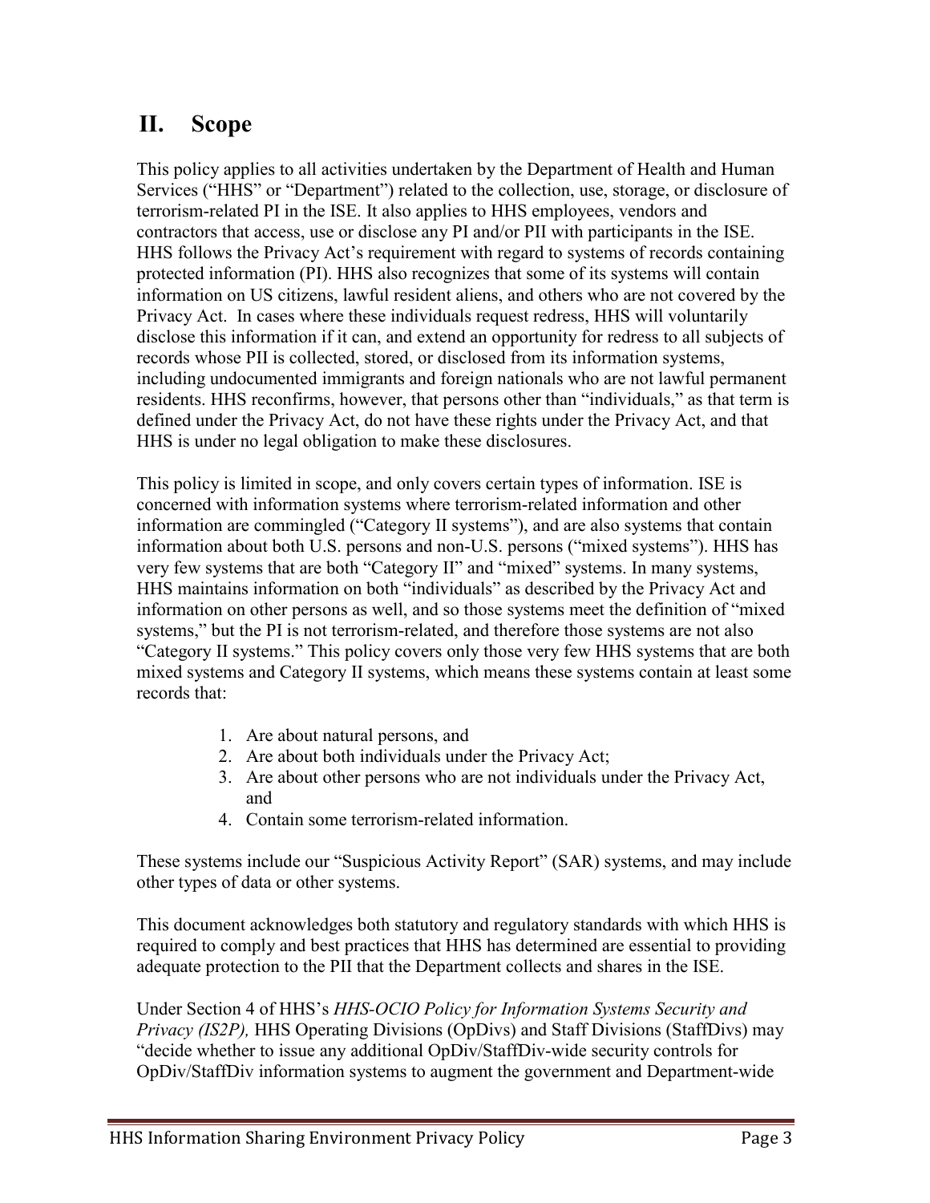## II. Scope

This policy applies to all activities undertaken by the Department of Health and Human Services ("HHS" or "Department") related to the collection, use, storage, or disclosure of terrorism-related PI in the ISE. It also applies to HHS employees, vendors and contractors that access, use or disclose any PI and/or PII with participants in the ISE. HHS follows the Privacy Act's requirement with regard to systems of records containing protected information (PI). HHS also recognizes that some of its systems will contain information on US citizens, lawful resident aliens, and others who are not covered by the Privacy Act. In cases where these individuals request redress, HHS will voluntarily disclose this information if it can, and extend an opportunity for redress to all subjects of records whose PII is collected, stored, or disclosed from its information systems, including undocumented immigrants and foreign nationals who are not lawful permanent residents. HHS reconfirms, however, that persons other than "individuals," as that term is defined under the Privacy Act, do not have these rights under the Privacy Act, and that HHS is under no legal obligation to make these disclosures.

This policy is limited in scope, and only covers certain types of information. ISE is concerned with information systems where terrorism-related information and other information are commingled ("Category II systems"), and are also systems that contain information about both U.S. persons and non-U.S. persons ("mixed systems"). HHS has very few systems that are both "Category II" and "mixed" systems. In many systems, HHS maintains information on both "individuals" as described by the Privacy Act and information on other persons as well, and so those systems meet the definition of "mixed systems," but the PI is not terrorism-related, and therefore those systems are not also "Category II systems." This policy covers only those very few HHS systems that are both mixed systems and Category II systems, which means these systems contain at least some records that:

1. Are about natural persons, and
2. Are about both individuals under the Privacy Act;
3. Are about other persons who are not individuals under the Privacy Act, and
4. Contain some terrorism-related information.

These systems include our "Suspicious Activity Report" (SAR) systems, and may include other types of data or other systems.

This document acknowledges both statutory and regulatory standards with which HHS is required to comply and best practices that HHS has determined are essential to providing adequate protection to the PII that the Department collects and shares in the ISE.

Under Section 4 of HHS's *HHS-OCIO Policy for Information Systems Security and Privacy (IS2P),* HHS Operating Divisions (OpDivs) and Staff Divisions (StaffDivs) may "decide whether to issue any additional OpDiv/StaffDiv-wide security controls for OpDiv/StaffDiv information systems to augment the government and Department-wide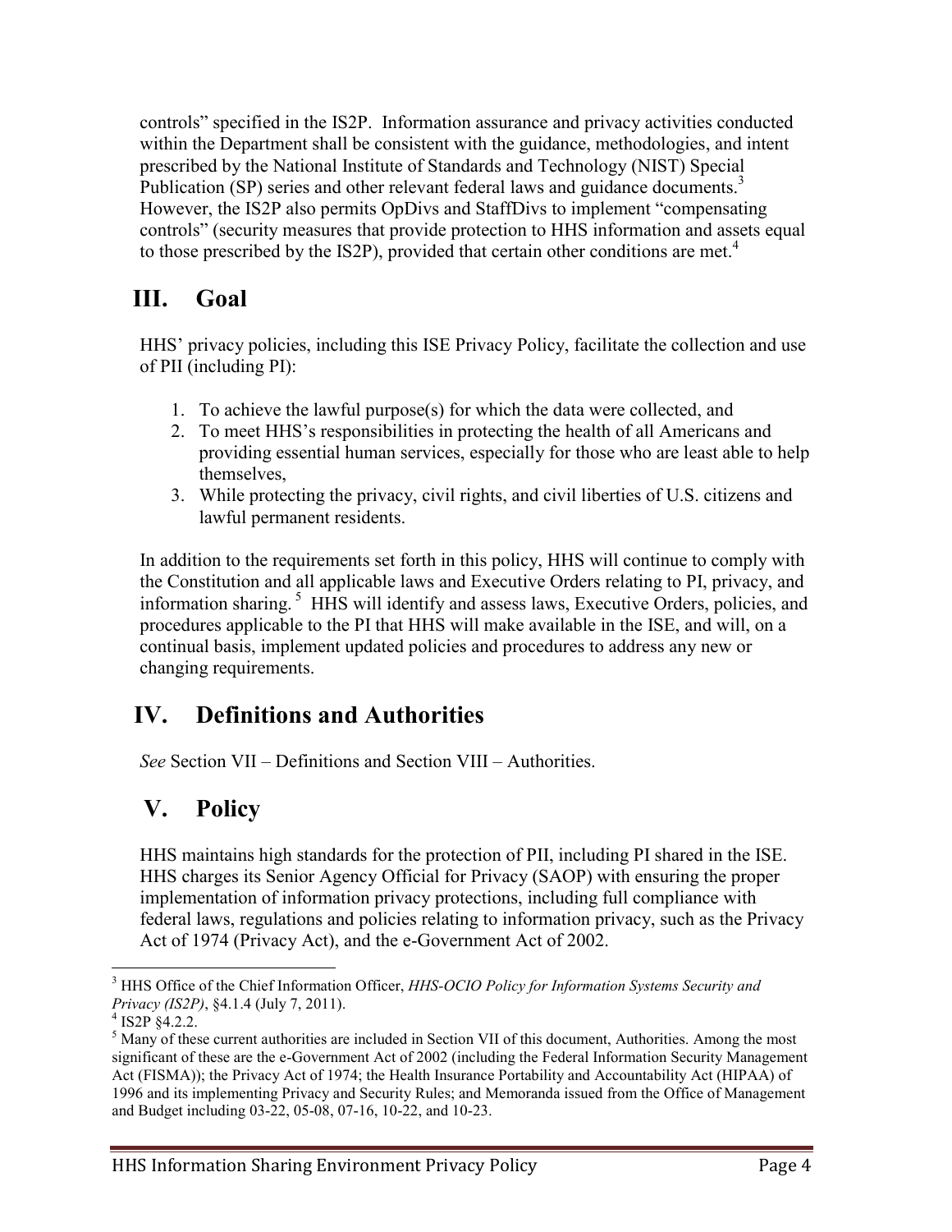controls" specified in the IS2P. Information assurance and privacy activities conducted within the Department shall be consistent with the guidance, methodologies, and intent prescribed by the National Institute of Standards and Technology (NIST) Special Publication (SP) series and other relevant federal laws and guidance documents.[3] However, the IS2P also permits OpDivs and StaffDivs to implement "compensating controls" (security measures that provide protection to HHS information and assets equal to those prescribed by the IS2P), provided that certain other conditions are met.[4]

## III. Goal

HHS' privacy policies, including this ISE Privacy Policy, facilitate the collection and use of PII (including PI):

1. To achieve the lawful purpose(s) for which the data were collected, and
2. To meet HHS's responsibilities in protecting the health of all Americans and providing essential human services, especially for those who are least able to help themselves,
3. While protecting the privacy, civil rights, and civil liberties of U.S. citizens and lawful permanent residents.

In addition to the requirements set forth in this policy, HHS will continue to comply with the Constitution and all applicable laws and Executive Orders relating to PI, privacy, and information sharing.[5] HHS will identify and assess laws, Executive Orders, policies, and procedures applicable to the PI that HHS will make available in the ISE, and will, on a continual basis, implement updated policies and procedures to address any new or changing requirements.

## IV. Definitions and Authorities

*See* Section VII – Definitions and Section VIII – Authorities.

## V. Policy

HHS maintains high standards for the protection of PII, including PI shared in the ISE. HHS charges its Senior Agency Official for Privacy (SAOP) with ensuring the proper implementation of information privacy protections, including full compliance with federal laws, regulations and policies relating to information privacy, such as the Privacy Act of 1974 (Privacy Act), and the e-Government Act of 2002.

---

[3] HHS Office of the Chief Information Officer, *HHS-OCIO Policy for Information Systems Security and Privacy (IS2P)*, §4.1.4 (July 7, 2011).

[4] IS2P §4.2.2.

[5] Many of these current authorities are included in Section VII of this document, Authorities. Among the most significant of these are the e-Government Act of 2002 (including the Federal Information Security Management Act (FISMA)); the Privacy Act of 1974; the Health Insurance Portability and Accountability Act (HIPAA) of 1996 and its implementing Privacy and Security Rules; and Memoranda issued from the Office of Management and Budget including 03-22, 05-08, 07-16, 10-22, and 10-23.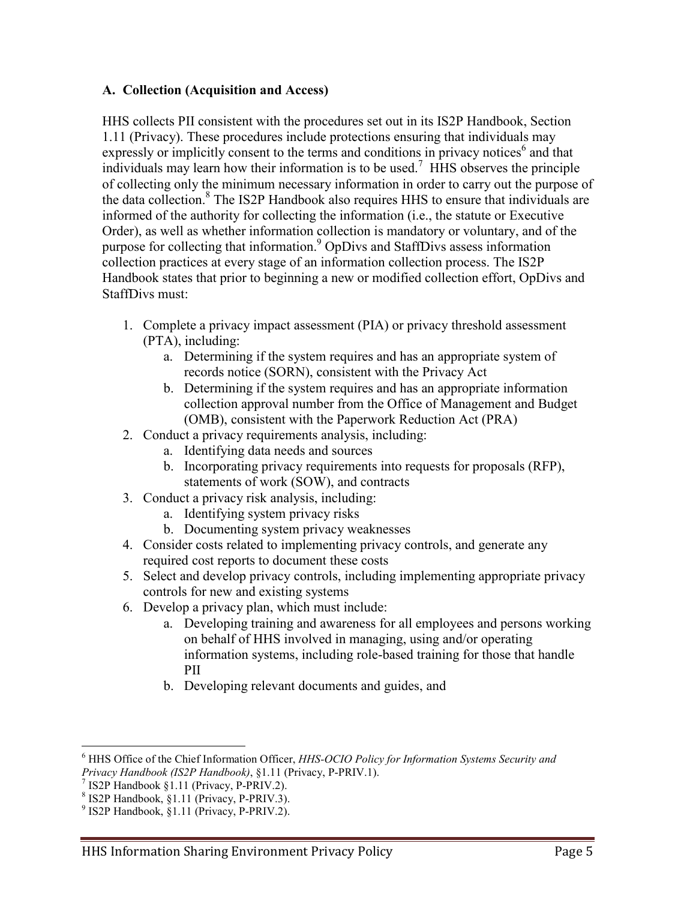### A. Collection (Acquisition and Access)

HHS collects PII consistent with the procedures set out in its IS2P Handbook, Section 1.11 (Privacy). These procedures include protections ensuring that individuals may expressly or implicitly consent to the terms and conditions in privacy notices[6] and that individuals may learn how their information is to be used.[7] HHS observes the principle of collecting only the minimum necessary information in order to carry out the purpose of the data collection.[8] The IS2P Handbook also requires HHS to ensure that individuals are informed of the authority for collecting the information (i.e., the statute or Executive Order), as well as whether information collection is mandatory or voluntary, and of the purpose for collecting that information.[9] OpDivs and StaffDivs assess information collection practices at every stage of an information collection process. The IS2P Handbook states that prior to beginning a new or modified collection effort, OpDivs and StaffDivs must:

1. Complete a privacy impact assessment (PIA) or privacy threshold assessment (PTA), including:
   a. Determining if the system requires and has an appropriate system of records notice (SORN), consistent with the Privacy Act
   b. Determining if the system requires and has an appropriate information collection approval number from the Office of Management and Budget (OMB), consistent with the Paperwork Reduction Act (PRA)
2. Conduct a privacy requirements analysis, including:
   a. Identifying data needs and sources
   b. Incorporating privacy requirements into requests for proposals (RFP), statements of work (SOW), and contracts
3. Conduct a privacy risk analysis, including:
   a. Identifying system privacy risks
   b. Documenting system privacy weaknesses
4. Consider costs related to implementing privacy controls, and generate any required cost reports to document these costs
5. Select and develop privacy controls, including implementing appropriate privacy controls for new and existing systems
6. Develop a privacy plan, which must include:
   a. Developing training and awareness for all employees and persons working on behalf of HHS involved in managing, using and/or operating information systems, including role-based training for those that handle PII
   b. Developing relevant documents and guides, and

---

[6] HHS Office of the Chief Information Officer, *HHS-OCIO Policy for Information Systems Security and Privacy Handbook (IS2P Handbook)*, §1.11 (Privacy, P-PRIV.1).

[7] IS2P Handbook §1.11 (Privacy, P-PRIV.2).

[8] IS2P Handbook, §1.11 (Privacy, P-PRIV.3).

[9] IS2P Handbook, §1.11 (Privacy, P-PRIV.2).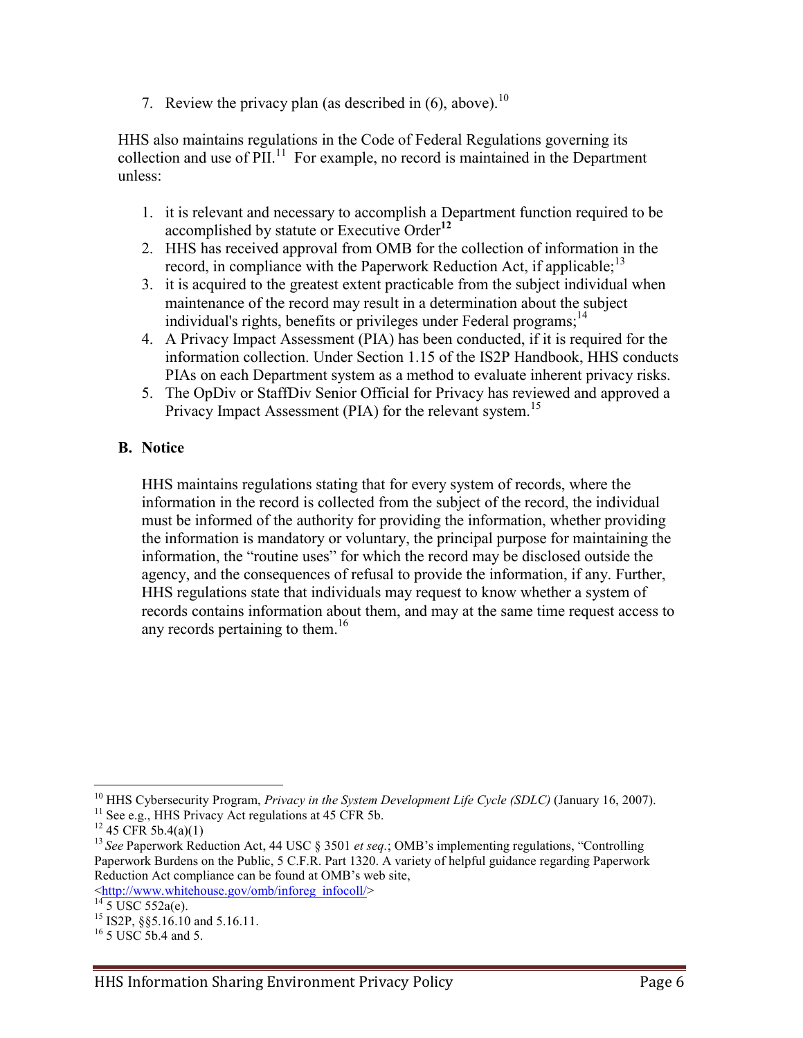7. Review the privacy plan (as described in (6), above).[10]

HHS also maintains regulations in the Code of Federal Regulations governing its collection and use of PII.[11] For example, no record is maintained in the Department unless:

1. it is relevant and necessary to accomplish a Department function required to be accomplished by statute or Executive Order[12]
2. HHS has received approval from OMB for the collection of information in the record, in compliance with the Paperwork Reduction Act, if applicable;[13]
3. it is acquired to the greatest extent practicable from the subject individual when maintenance of the record may result in a determination about the subject individual's rights, benefits or privileges under Federal programs;[14]
4. A Privacy Impact Assessment (PIA) has been conducted, if it is required for the information collection. Under Section 1.15 of the IS2P Handbook, HHS conducts PIAs on each Department system as a method to evaluate inherent privacy risks.
5. The OpDiv or StaffDiv Senior Official for Privacy has reviewed and approved a Privacy Impact Assessment (PIA) for the relevant system.[15]

### B. Notice

HHS maintains regulations stating that for every system of records, where the information in the record is collected from the subject of the record, the individual must be informed of the authority for providing the information, whether providing the information is mandatory or voluntary, the principal purpose for maintaining the information, the "routine uses" for which the record may be disclosed outside the agency, and the consequences of refusal to provide the information, if any. Further, HHS regulations state that individuals may request to know whether a system of records contains information about them, and may at the same time request access to any records pertaining to them.[16]

---

[10] HHS Cybersecurity Program, *Privacy in the System Development Life Cycle (SDLC)* (January 16, 2007).

[11] See e.g., HHS Privacy Act regulations at 45 CFR 5b.

[12] 45 CFR 5b.4(a)(1)

[13] *See* Paperwork Reduction Act, 44 USC § 3501 *et seq.*; OMB's implementing regulations, "Controlling Paperwork Burdens on the Public, 5 C.F.R. Part 1320. A variety of helpful guidance regarding Paperwork Reduction Act compliance can be found at OMB's web site, <http://www.whitehouse.gov/omb/inforeg_infocoll/>

[14] 5 USC 552a(e).

[15] IS2P, §§5.16.10 and 5.16.11.

[16] 5 USC 5b.4 and 5.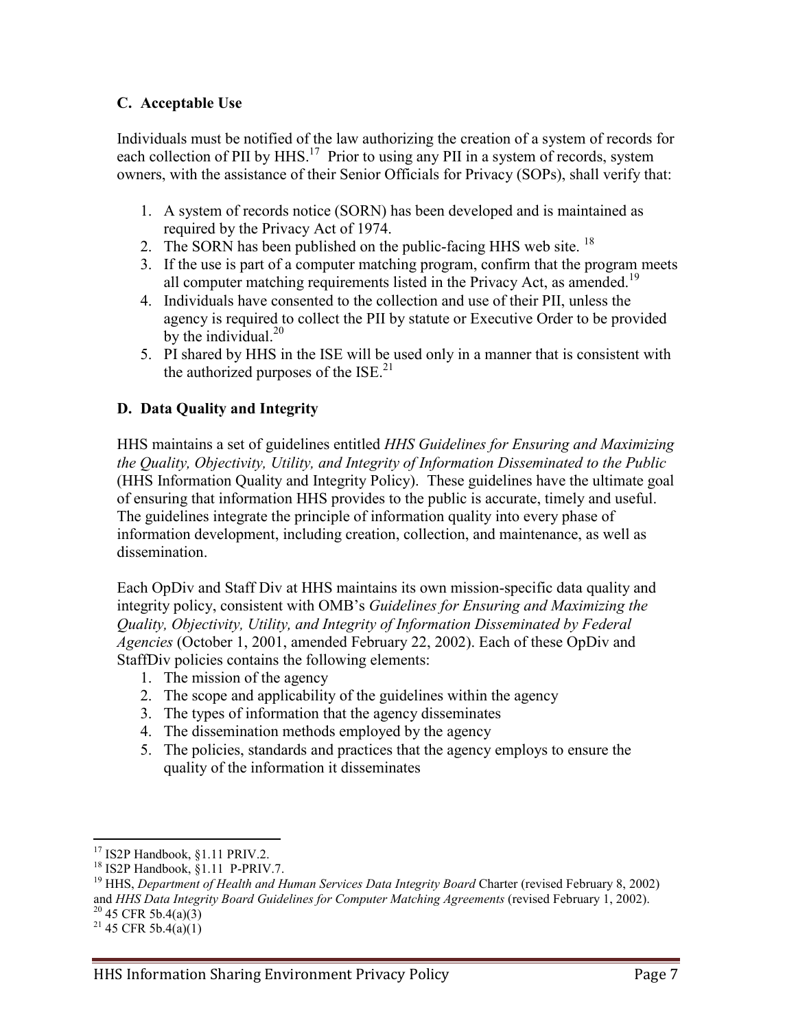### C. Acceptable Use

Individuals must be notified of the law authorizing the creation of a system of records for each collection of PII by HHS.[17] Prior to using any PII in a system of records, system owners, with the assistance of their Senior Officials for Privacy (SOPs), shall verify that:

1. A system of records notice (SORN) has been developed and is maintained as required by the Privacy Act of 1974.
2. The SORN has been published on the public-facing HHS web site. [18]
3. If the use is part of a computer matching program, confirm that the program meets all computer matching requirements listed in the Privacy Act, as amended.[19]
4. Individuals have consented to the collection and use of their PII, unless the agency is required to collect the PII by statute or Executive Order to be provided by the individual.[20]
5. PI shared by HHS in the ISE will be used only in a manner that is consistent with the authorized purposes of the ISE.[21]

### D. Data Quality and Integrity

HHS maintains a set of guidelines entitled *HHS Guidelines for Ensuring and Maximizing the Quality, Objectivity, Utility, and Integrity of Information Disseminated to the Public* (HHS Information Quality and Integrity Policy). These guidelines have the ultimate goal of ensuring that information HHS provides to the public is accurate, timely and useful. The guidelines integrate the principle of information quality into every phase of information development, including creation, collection, and maintenance, as well as dissemination.

Each OpDiv and Staff Div at HHS maintains its own mission-specific data quality and integrity policy, consistent with OMB's *Guidelines for Ensuring and Maximizing the Quality, Objectivity, Utility, and Integrity of Information Disseminated by Federal Agencies* (October 1, 2001, amended February 22, 2002). Each of these OpDiv and StaffDiv policies contains the following elements:

1. The mission of the agency
2. The scope and applicability of the guidelines within the agency
3. The types of information that the agency disseminates
4. The dissemination methods employed by the agency
5. The policies, standards and practices that the agency employs to ensure the quality of the information it disseminates

---

[17] IS2P Handbook, §1.11 PRIV.2.

[18] IS2P Handbook, §1.11 P-PRIV.7.

[19] HHS, *Department of Health and Human Services Data Integrity Board* Charter (revised February 8, 2002) and *HHS Data Integrity Board Guidelines for Computer Matching Agreements* (revised February 1, 2002).

[20] 45 CFR 5b.4(a)(3)

[21] 45 CFR 5b.4(a)(1)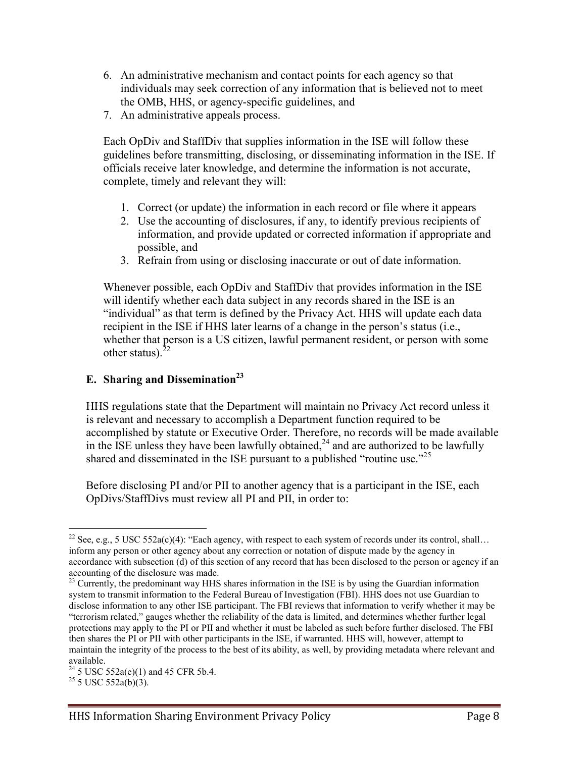6. An administrative mechanism and contact points for each agency so that individuals may seek correction of any information that is believed not to meet the OMB, HHS, or agency-specific guidelines, and
7. An administrative appeals process.

Each OpDiv and StaffDiv that supplies information in the ISE will follow these guidelines before transmitting, disclosing, or disseminating information in the ISE. If officials receive later knowledge, and determine the information is not accurate, complete, timely and relevant they will:

1. Correct (or update) the information in each record or file where it appears
2. Use the accounting of disclosures, if any, to identify previous recipients of information, and provide updated or corrected information if appropriate and possible, and
3. Refrain from using or disclosing inaccurate or out of date information.

Whenever possible, each OpDiv and StaffDiv that provides information in the ISE will identify whether each data subject in any records shared in the ISE is an "individual" as that term is defined by the Privacy Act. HHS will update each data recipient in the ISE if HHS later learns of a change in the person's status (i.e., whether that person is a US citizen, lawful permanent resident, or person with some other status).[22]

## E. Sharing and Dissemination[23]

HHS regulations state that the Department will maintain no Privacy Act record unless it is relevant and necessary to accomplish a Department function required to be accomplished by statute or Executive Order. Therefore, no records will be made available in the ISE unless they have been lawfully obtained,[24] and are authorized to be lawfully shared and disseminated in the ISE pursuant to a published "routine use."[25]

Before disclosing PI and/or PII to another agency that is a participant in the ISE, each OpDivs/StaffDivs must review all PI and PII, in order to:

---

[22] See, e.g., 5 USC 552a(c)(4): "Each agency, with respect to each system of records under its control, shall… inform any person or other agency about any correction or notation of dispute made by the agency in accordance with subsection (d) of this section of any record that has been disclosed to the person or agency if an accounting of the disclosure was made.

[23] Currently, the predominant way HHS shares information in the ISE is by using the Guardian information system to transmit information to the Federal Bureau of Investigation (FBI). HHS does not use Guardian to disclose information to any other ISE participant. The FBI reviews that information to verify whether it may be "terrorism related," gauges whether the reliability of the data is limited, and determines whether further legal protections may apply to the PI or PII and whether it must be labeled as such before further disclosed. The FBI then shares the PI or PII with other participants in the ISE, if warranted. HHS will, however, attempt to maintain the integrity of the process to the best of its ability, as well, by providing metadata where relevant and available.

[24] 5 USC 552a(e)(1) and 45 CFR 5b.4.

[25] 5 USC 552a(b)(3).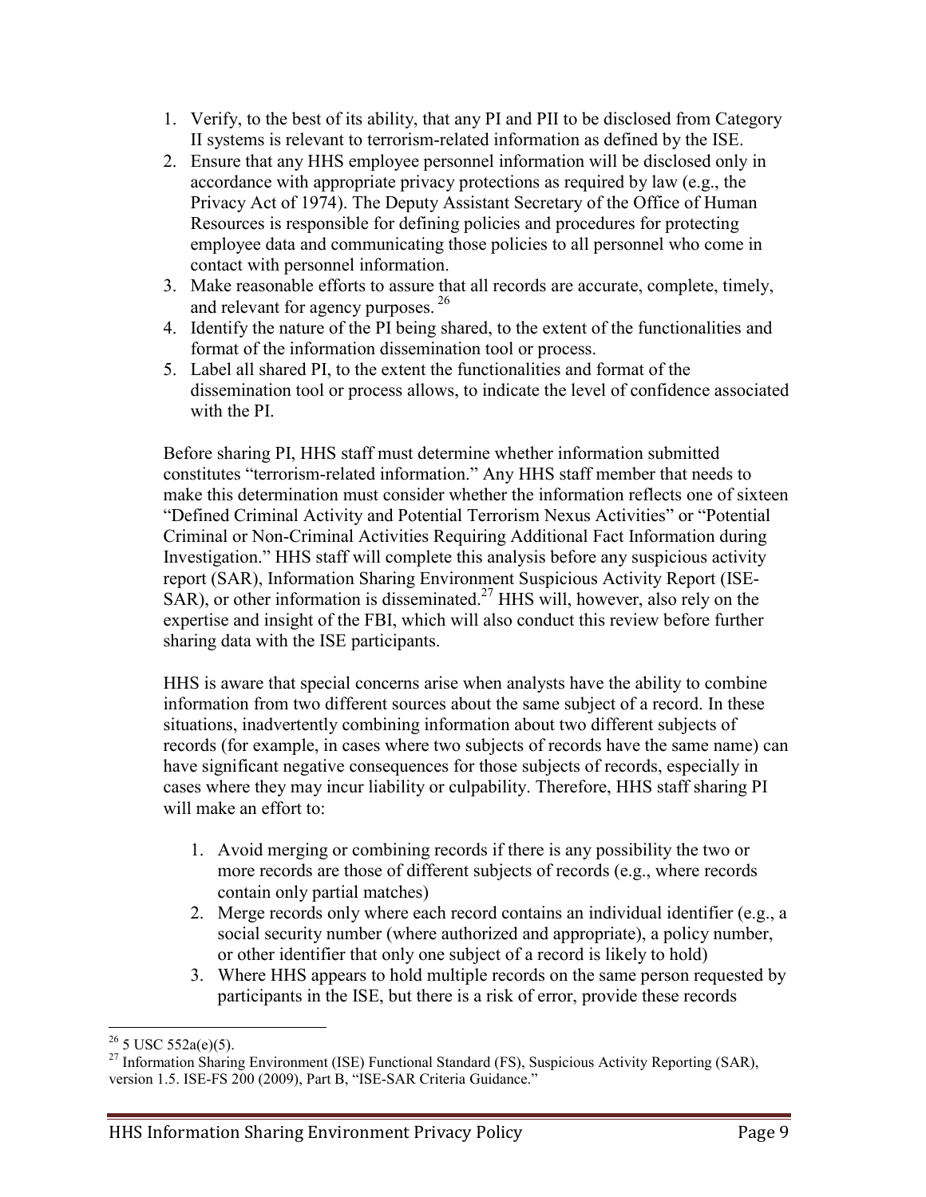1. Verify, to the best of its ability, that any PI and PII to be disclosed from Category II systems is relevant to terrorism-related information as defined by the ISE.
2. Ensure that any HHS employee personnel information will be disclosed only in accordance with appropriate privacy protections as required by law (e.g., the Privacy Act of 1974). The Deputy Assistant Secretary of the Office of Human Resources is responsible for defining policies and procedures for protecting employee data and communicating those policies to all personnel who come in contact with personnel information.
3. Make reasonable efforts to assure that all records are accurate, complete, timely, and relevant for agency purposes. [26]
4. Identify the nature of the PI being shared, to the extent of the functionalities and format of the information dissemination tool or process.
5. Label all shared PI, to the extent the functionalities and format of the dissemination tool or process allows, to indicate the level of confidence associated with the PI.

Before sharing PI, HHS staff must determine whether information submitted constitutes "terrorism-related information." Any HHS staff member that needs to make this determination must consider whether the information reflects one of sixteen "Defined Criminal Activity and Potential Terrorism Nexus Activities" or "Potential Criminal or Non-Criminal Activities Requiring Additional Fact Information during Investigation." HHS staff will complete this analysis before any suspicious activity report (SAR), Information Sharing Environment Suspicious Activity Report (ISE-SAR), or other information is disseminated.[27] HHS will, however, also rely on the expertise and insight of the FBI, which will also conduct this review before further sharing data with the ISE participants.

HHS is aware that special concerns arise when analysts have the ability to combine information from two different sources about the same subject of a record. In these situations, inadvertently combining information about two different subjects of records (for example, in cases where two subjects of records have the same name) can have significant negative consequences for those subjects of records, especially in cases where they may incur liability or culpability. Therefore, HHS staff sharing PI will make an effort to:

1. Avoid merging or combining records if there is any possibility the two or more records are those of different subjects of records (e.g., where records contain only partial matches)
2. Merge records only where each record contains an individual identifier (e.g., a social security number (where authorized and appropriate), a policy number, or other identifier that only one subject of a record is likely to hold)
3. Where HHS appears to hold multiple records on the same person requested by participants in the ISE, but there is a risk of error, provide these records

[26] 5 USC 552a(e)(5).

[27] Information Sharing Environment (ISE) Functional Standard (FS), Suspicious Activity Reporting (SAR), version 1.5. ISE-FS 200 (2009), Part B, "ISE-SAR Criteria Guidance."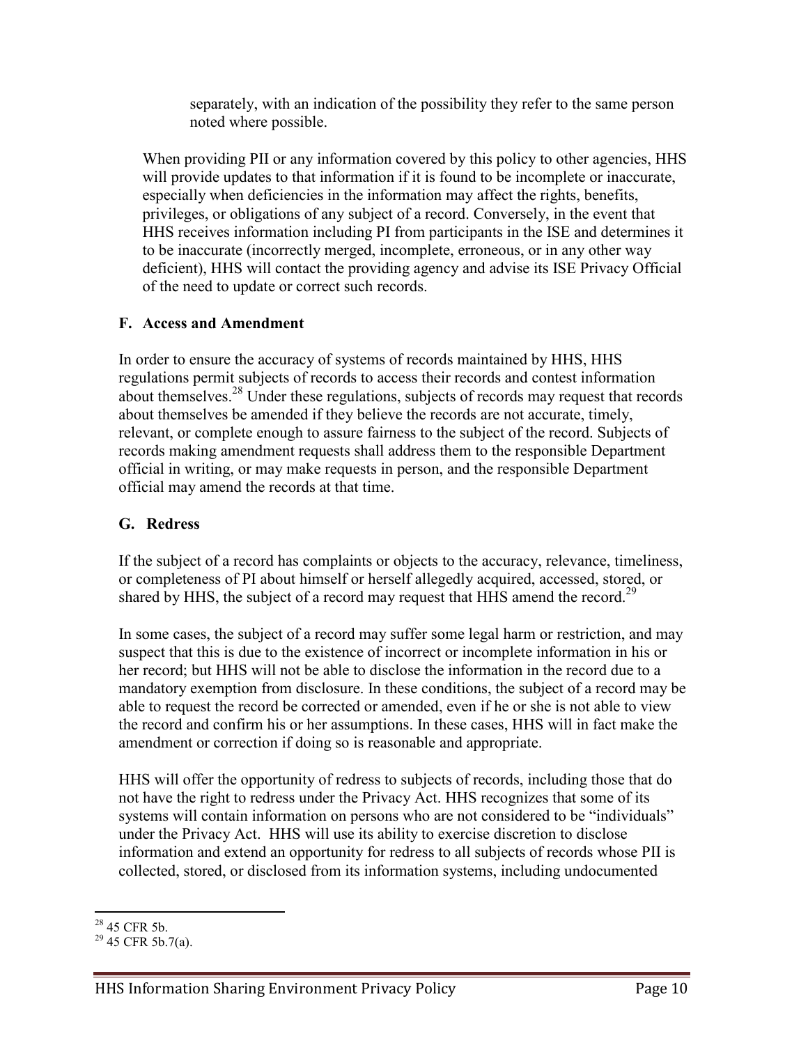separately, with an indication of the possibility they refer to the same person noted where possible.

When providing PII or any information covered by this policy to other agencies, HHS will provide updates to that information if it is found to be incomplete or inaccurate, especially when deficiencies in the information may affect the rights, benefits, privileges, or obligations of any subject of a record. Conversely, in the event that HHS receives information including PI from participants in the ISE and determines it to be inaccurate (incorrectly merged, incomplete, erroneous, or in any other way deficient), HHS will contact the providing agency and advise its ISE Privacy Official of the need to update or correct such records.

### F. Access and Amendment

In order to ensure the accuracy of systems of records maintained by HHS, HHS regulations permit subjects of records to access their records and contest information about themselves.[28] Under these regulations, subjects of records may request that records about themselves be amended if they believe the records are not accurate, timely, relevant, or complete enough to assure fairness to the subject of the record. Subjects of records making amendment requests shall address them to the responsible Department official in writing, or may make requests in person, and the responsible Department official may amend the records at that time.

### G. Redress

If the subject of a record has complaints or objects to the accuracy, relevance, timeliness, or completeness of PI about himself or herself allegedly acquired, accessed, stored, or shared by HHS, the subject of a record may request that HHS amend the record.[29]

In some cases, the subject of a record may suffer some legal harm or restriction, and may suspect that this is due to the existence of incorrect or incomplete information in his or her record; but HHS will not be able to disclose the information in the record due to a mandatory exemption from disclosure. In these conditions, the subject of a record may be able to request the record be corrected or amended, even if he or she is not able to view the record and confirm his or her assumptions. In these cases, HHS will in fact make the amendment or correction if doing so is reasonable and appropriate.

HHS will offer the opportunity of redress to subjects of records, including those that do not have the right to redress under the Privacy Act. HHS recognizes that some of its systems will contain information on persons who are not considered to be "individuals" under the Privacy Act. HHS will use its ability to exercise discretion to disclose information and extend an opportunity for redress to all subjects of records whose PII is collected, stored, or disclosed from its information systems, including undocumented

---

[28] 45 CFR 5b.

[29] 45 CFR 5b.7(a).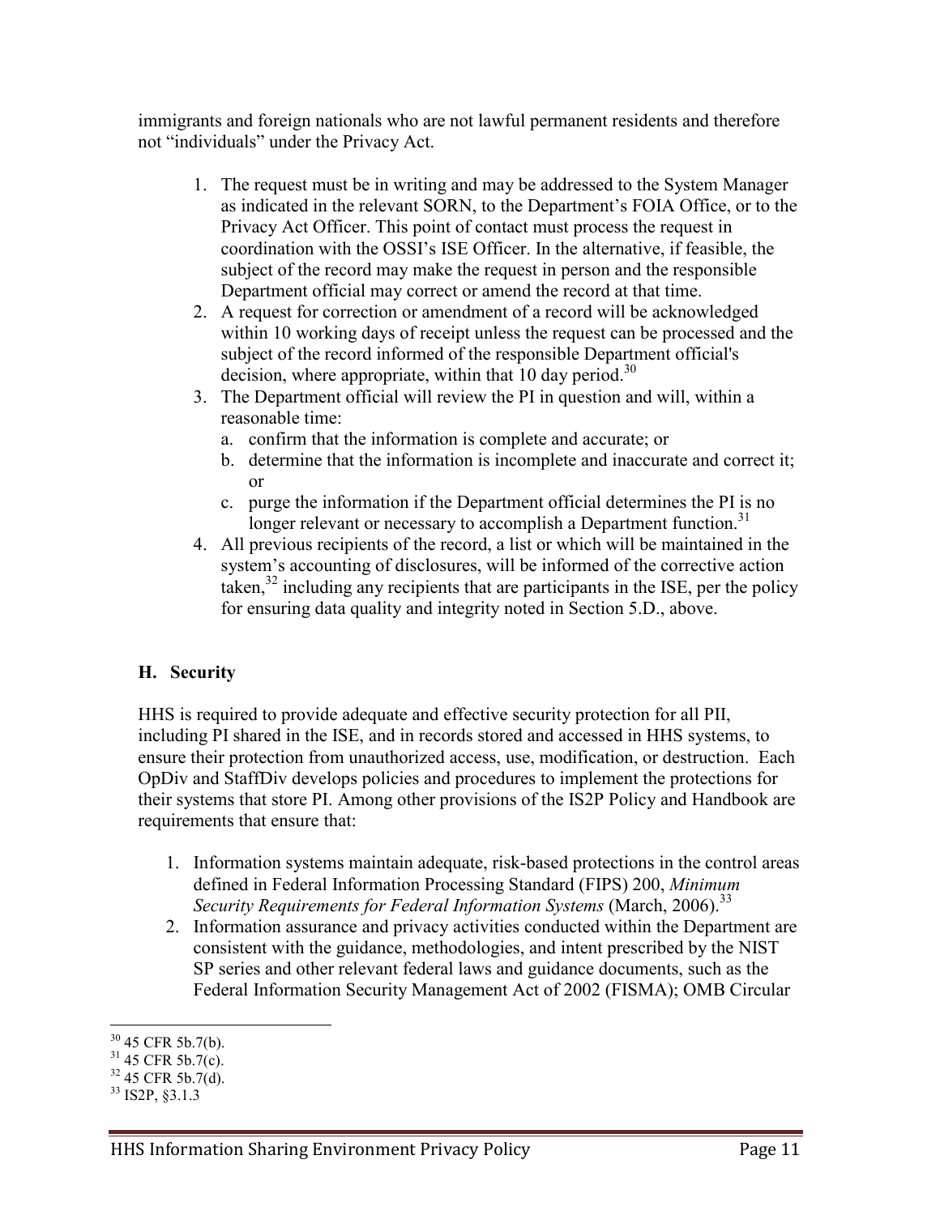immigrants and foreign nationals who are not lawful permanent residents and therefore not "individuals" under the Privacy Act.

1. The request must be in writing and may be addressed to the System Manager as indicated in the relevant SORN, to the Department's FOIA Office, or to the Privacy Act Officer. This point of contact must process the request in coordination with the OSSI's ISE Officer. In the alternative, if feasible, the subject of the record may make the request in person and the responsible Department official may correct or amend the record at that time.
2. A request for correction or amendment of a record will be acknowledged within 10 working days of receipt unless the request can be processed and the subject of the record informed of the responsible Department official's decision, where appropriate, within that 10 day period.[30]
3. The Department official will review the PI in question and will, within a reasonable time:
   a. confirm that the information is complete and accurate; or
   b. determine that the information is incomplete and inaccurate and correct it; or
   c. purge the information if the Department official determines the PI is no longer relevant or necessary to accomplish a Department function.[31]
4. All previous recipients of the record, a list or which will be maintained in the system's accounting of disclosures, will be informed of the corrective action taken,[32] including any recipients that are participants in the ISE, per the policy for ensuring data quality and integrity noted in Section 5.D., above.

### H. Security

HHS is required to provide adequate and effective security protection for all PII, including PI shared in the ISE, and in records stored and accessed in HHS systems, to ensure their protection from unauthorized access, use, modification, or destruction. Each OpDiv and StaffDiv develops policies and procedures to implement the protections for their systems that store PI. Among other provisions of the IS2P Policy and Handbook are requirements that ensure that:

1. Information systems maintain adequate, risk-based protections in the control areas defined in Federal Information Processing Standard (FIPS) 200, *Minimum Security Requirements for Federal Information Systems* (March, 2006).[33]
2. Information assurance and privacy activities conducted within the Department are consistent with the guidance, methodologies, and intent prescribed by the NIST SP series and other relevant federal laws and guidance documents, such as the Federal Information Security Management Act of 2002 (FISMA); OMB Circular

---

[30] 45 CFR 5b.7(b).

[31] 45 CFR 5b.7(c).

[32] 45 CFR 5b.7(d).

[33] IS2P, §3.1.3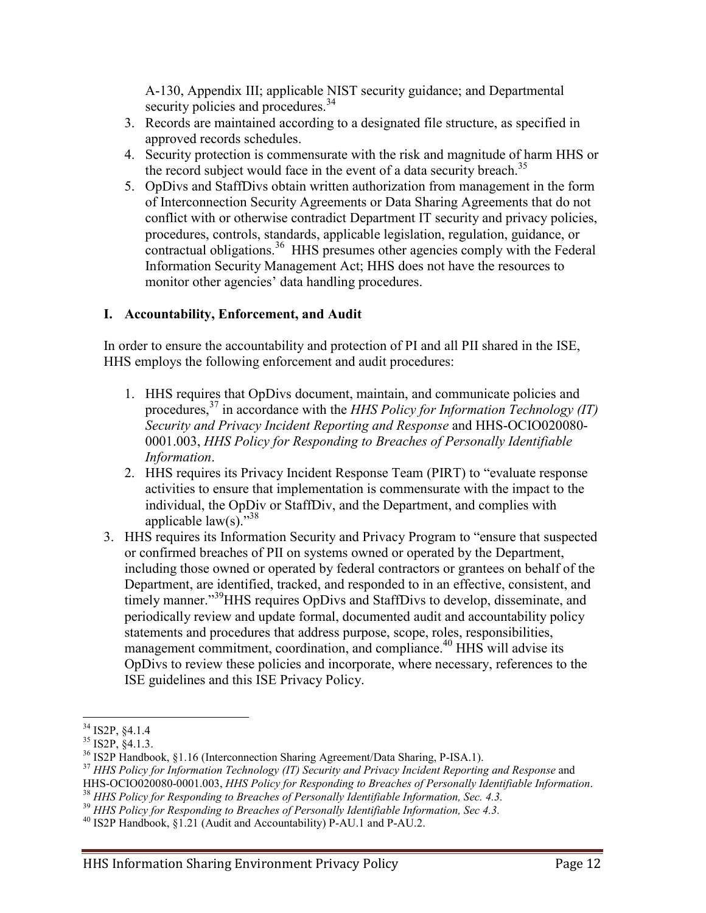A-130, Appendix III; applicable NIST security guidance; and Departmental security policies and procedures.[34]

3. Records are maintained according to a designated file structure, as specified in approved records schedules.
4. Security protection is commensurate with the risk and magnitude of harm HHS or the record subject would face in the event of a data security breach.[35]
5. OpDivs and StaffDivs obtain written authorization from management in the form of Interconnection Security Agreements or Data Sharing Agreements that do not conflict with or otherwise contradict Department IT security and privacy policies, procedures, controls, standards, applicable legislation, regulation, guidance, or contractual obligations.[36] HHS presumes other agencies comply with the Federal Information Security Management Act; HHS does not have the resources to monitor other agencies' data handling procedures.

## I. Accountability, Enforcement, and Audit

In order to ensure the accountability and protection of PI and all PII shared in the ISE, HHS employs the following enforcement and audit procedures:

1. HHS requires that OpDivs document, maintain, and communicate policies and procedures,[37] in accordance with the *HHS Policy for Information Technology (IT) Security and Privacy Incident Reporting and Response* and HHS-OCIO020080-0001.003, *HHS Policy for Responding to Breaches of Personally Identifiable Information*.
2. HHS requires its Privacy Incident Response Team (PIRT) to "evaluate response activities to ensure that implementation is commensurate with the impact to the individual, the OpDiv or StaffDiv, and the Department, and complies with applicable law(s)."[38]
3. HHS requires its Information Security and Privacy Program to "ensure that suspected or confirmed breaches of PII on systems owned or operated by the Department, including those owned or operated by federal contractors or grantees on behalf of the Department, are identified, tracked, and responded to in an effective, consistent, and timely manner."[39] HHS requires OpDivs and StaffDivs to develop, disseminate, and periodically review and update formal, documented audit and accountability policy statements and procedures that address purpose, scope, roles, responsibilities, management commitment, coordination, and compliance.[40] HHS will advise its OpDivs to review these policies and incorporate, where necessary, references to the ISE guidelines and this ISE Privacy Policy.

---

[34] IS2P, §4.1.4

[35] IS2P, §4.1.3.

[36] IS2P Handbook, §1.16 (Interconnection Sharing Agreement/Data Sharing, P-ISA.1).

[37] *HHS Policy for Information Technology (IT) Security and Privacy Incident Reporting and Response* and HHS-OCIO020080-0001.003, *HHS Policy for Responding to Breaches of Personally Identifiable Information*.

[38] *HHS Policy for Responding to Breaches of Personally Identifiable Information, Sec. 4.3.*

[39] *HHS Policy for Responding to Breaches of Personally Identifiable Information, Sec 4.3.*

[40] IS2P Handbook, §1.21 (Audit and Accountability) P-AU.1 and P-AU.2.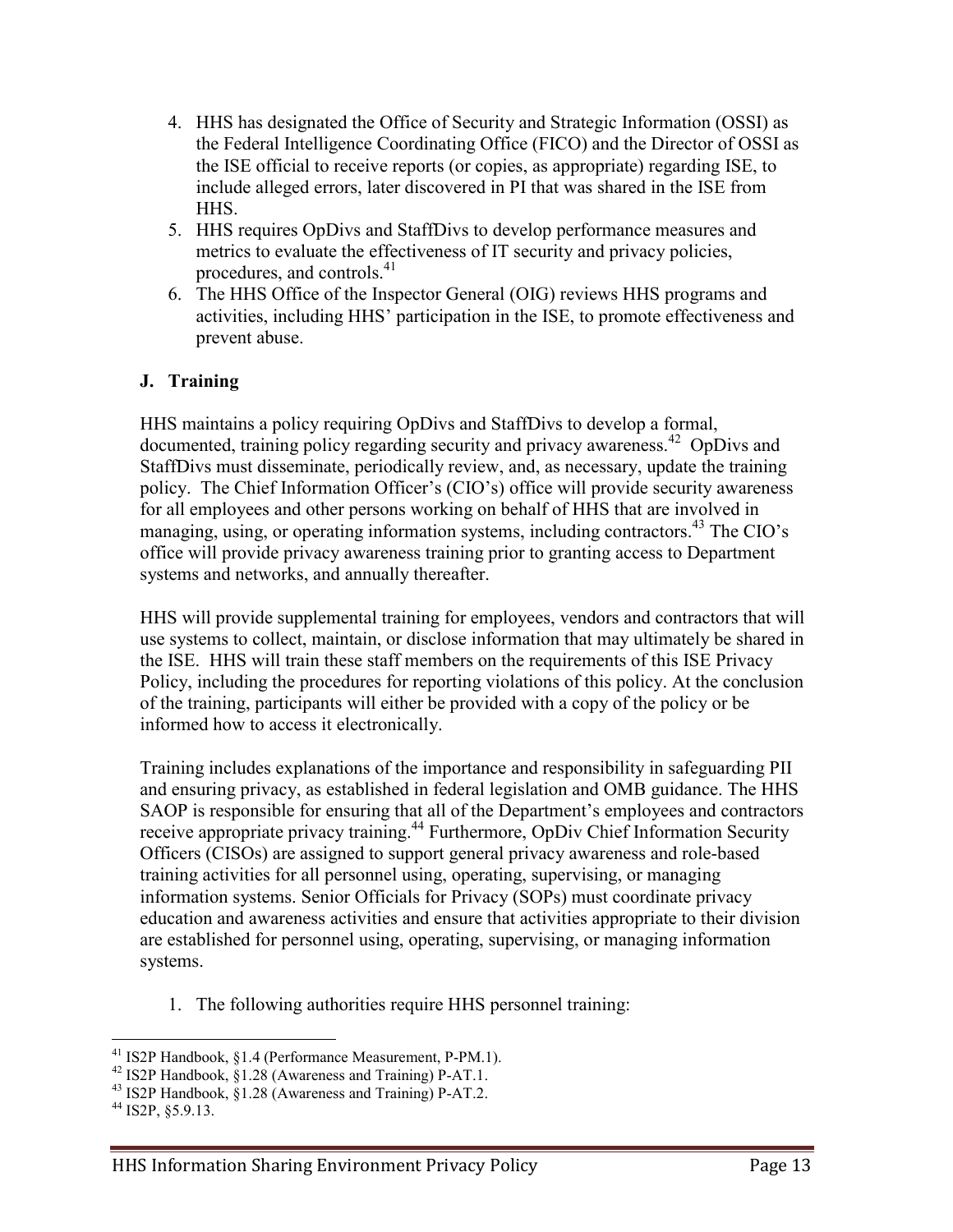4. HHS has designated the Office of Security and Strategic Information (OSSI) as the Federal Intelligence Coordinating Office (FICO) and the Director of OSSI as the ISE official to receive reports (or copies, as appropriate) regarding ISE, to include alleged errors, later discovered in PI that was shared in the ISE from HHS.
5. HHS requires OpDivs and StaffDivs to develop performance measures and metrics to evaluate the effectiveness of IT security and privacy policies, procedures, and controls.[41]
6. The HHS Office of the Inspector General (OIG) reviews HHS programs and activities, including HHS' participation in the ISE, to promote effectiveness and prevent abuse.

## J. Training

HHS maintains a policy requiring OpDivs and StaffDivs to develop a formal, documented, training policy regarding security and privacy awareness.[42] OpDivs and StaffDivs must disseminate, periodically review, and, as necessary, update the training policy. The Chief Information Officer's (CIO's) office will provide security awareness for all employees and other persons working on behalf of HHS that are involved in managing, using, or operating information systems, including contractors.[43] The CIO's office will provide privacy awareness training prior to granting access to Department systems and networks, and annually thereafter.

HHS will provide supplemental training for employees, vendors and contractors that will use systems to collect, maintain, or disclose information that may ultimately be shared in the ISE. HHS will train these staff members on the requirements of this ISE Privacy Policy, including the procedures for reporting violations of this policy. At the conclusion of the training, participants will either be provided with a copy of the policy or be informed how to access it electronically.

Training includes explanations of the importance and responsibility in safeguarding PII and ensuring privacy, as established in federal legislation and OMB guidance. The HHS SAOP is responsible for ensuring that all of the Department's employees and contractors receive appropriate privacy training.[44] Furthermore, OpDiv Chief Information Security Officers (CISOs) are assigned to support general privacy awareness and role-based training activities for all personnel using, operating, supervising, or managing information systems. Senior Officials for Privacy (SOPs) must coordinate privacy education and awareness activities and ensure that activities appropriate to their division are established for personnel using, operating, supervising, or managing information systems.

1. The following authorities require HHS personnel training:

---

[41] IS2P Handbook, §1.4 (Performance Measurement, P-PM.1).

[42] IS2P Handbook, §1.28 (Awareness and Training) P-AT.1.

[43] IS2P Handbook, §1.28 (Awareness and Training) P-AT.2.

[44] IS2P, §5.9.13.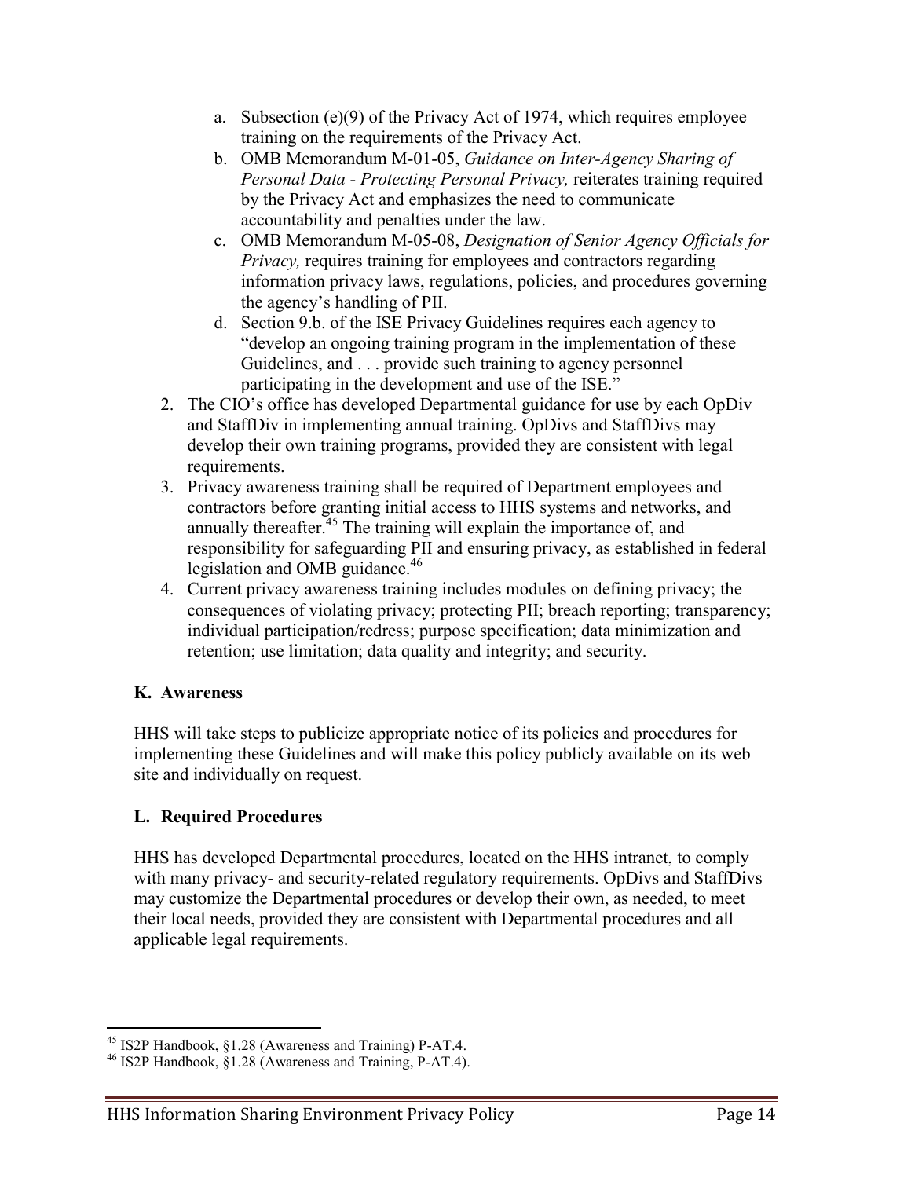a. Subsection (e)(9) of the Privacy Act of 1974, which requires employee training on the requirements of the Privacy Act.
b. OMB Memorandum M-01-05, *Guidance on Inter-Agency Sharing of Personal Data - Protecting Personal Privacy,* reiterates training required by the Privacy Act and emphasizes the need to communicate accountability and penalties under the law.
c. OMB Memorandum M-05-08, *Designation of Senior Agency Officials for Privacy,* requires training for employees and contractors regarding information privacy laws, regulations, policies, and procedures governing the agency's handling of PII.
d. Section 9.b. of the ISE Privacy Guidelines requires each agency to "develop an ongoing training program in the implementation of these Guidelines, and . . . provide such training to agency personnel participating in the development and use of the ISE."

2. The CIO's office has developed Departmental guidance for use by each OpDiv and StaffDiv in implementing annual training. OpDivs and StaffDivs may develop their own training programs, provided they are consistent with legal requirements.
3. Privacy awareness training shall be required of Department employees and contractors before granting initial access to HHS systems and networks, and annually thereafter.[45] The training will explain the importance of, and responsibility for safeguarding PII and ensuring privacy, as established in federal legislation and OMB guidance.[46]
4. Current privacy awareness training includes modules on defining privacy; the consequences of violating privacy; protecting PII; breach reporting; transparency; individual participation/redress; purpose specification; data minimization and retention; use limitation; data quality and integrity; and security.

## K. Awareness

HHS will take steps to publicize appropriate notice of its policies and procedures for implementing these Guidelines and will make this policy publicly available on its web site and individually on request.

## L. Required Procedures

HHS has developed Departmental procedures, located on the HHS intranet, to comply with many privacy- and security-related regulatory requirements. OpDivs and StaffDivs may customize the Departmental procedures or develop their own, as needed, to meet their local needs, provided they are consistent with Departmental procedures and all applicable legal requirements.

---

[45] IS2P Handbook, §1.28 (Awareness and Training) P-AT.4.

[46] IS2P Handbook, §1.28 (Awareness and Training, P-AT.4).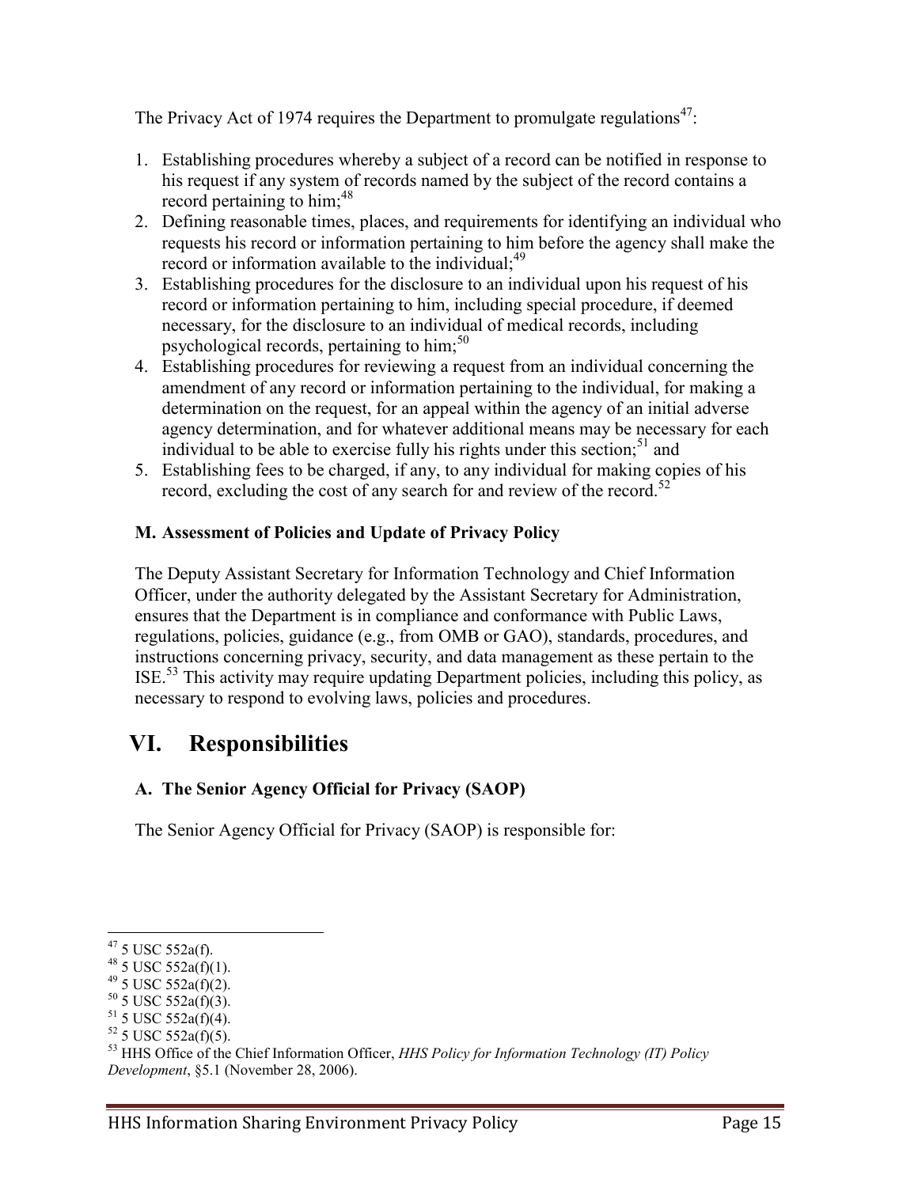The Privacy Act of 1974 requires the Department to promulgate regulations[47]:

1. Establishing procedures whereby a subject of a record can be notified in response to his request if any system of records named by the subject of the record contains a record pertaining to him;[48]
2. Defining reasonable times, places, and requirements for identifying an individual who requests his record or information pertaining to him before the agency shall make the record or information available to the individual;[49]
3. Establishing procedures for the disclosure to an individual upon his request of his record or information pertaining to him, including special procedure, if deemed necessary, for the disclosure to an individual of medical records, including psychological records, pertaining to him;[50]
4. Establishing procedures for reviewing a request from an individual concerning the amendment of any record or information pertaining to the individual, for making a determination on the request, for an appeal within the agency of an initial adverse agency determination, and for whatever additional means may be necessary for each individual to be able to exercise fully his rights under this section;[51] and
5. Establishing fees to be charged, if any, to any individual for making copies of his record, excluding the cost of any search for and review of the record.[52]

### M. Assessment of Policies and Update of Privacy Policy

The Deputy Assistant Secretary for Information Technology and Chief Information Officer, under the authority delegated by the Assistant Secretary for Administration, ensures that the Department is in compliance and conformance with Public Laws, regulations, policies, guidance (e.g., from OMB or GAO), standards, procedures, and instructions concerning privacy, security, and data management as these pertain to the ISE.[53] This activity may require updating Department policies, including this policy, as necessary to respond to evolving laws, policies and procedures.

## VI. Responsibilities

### A. The Senior Agency Official for Privacy (SAOP)

The Senior Agency Official for Privacy (SAOP) is responsible for:

---

[47] 5 USC 552a(f).
[48] 5 USC 552a(f)(1).
[49] 5 USC 552a(f)(2).
[50] 5 USC 552a(f)(3).
[51] 5 USC 552a(f)(4).
[52] 5 USC 552a(f)(5).
[53] HHS Office of the Chief Information Officer, *HHS Policy for Information Technology (IT) Policy Development*, §5.1 (November 28, 2006).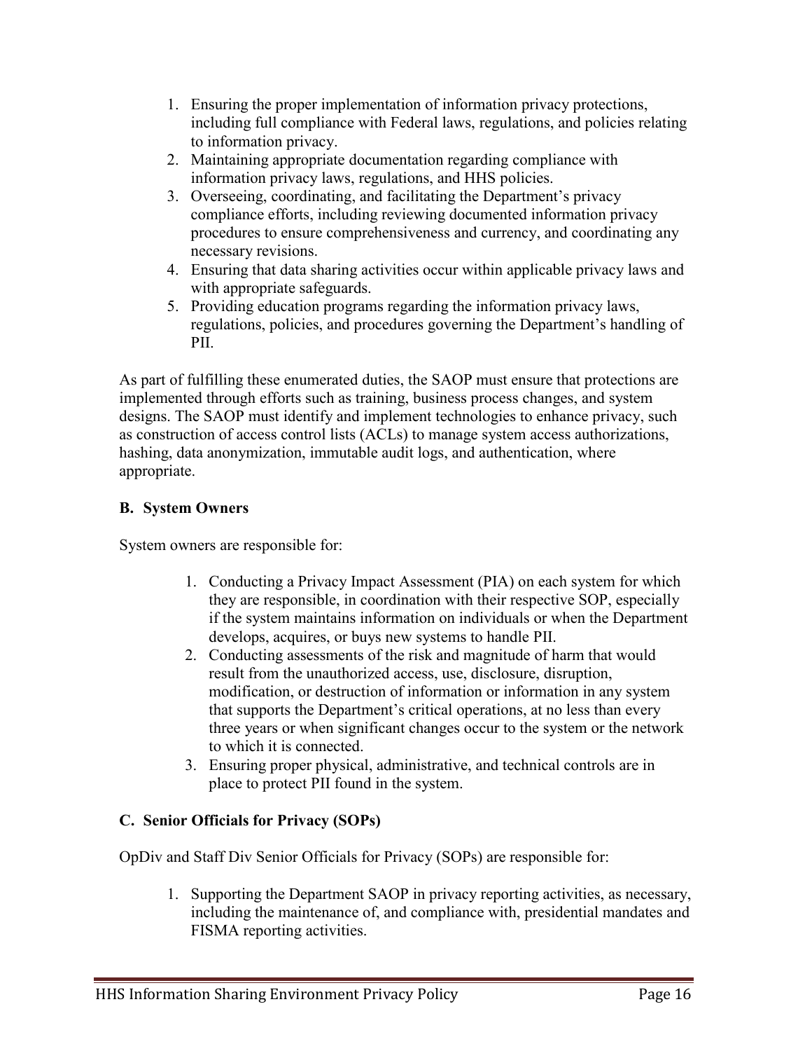1. Ensuring the proper implementation of information privacy protections, including full compliance with Federal laws, regulations, and policies relating to information privacy.
2. Maintaining appropriate documentation regarding compliance with information privacy laws, regulations, and HHS policies.
3. Overseeing, coordinating, and facilitating the Department's privacy compliance efforts, including reviewing documented information privacy procedures to ensure comprehensiveness and currency, and coordinating any necessary revisions.
4. Ensuring that data sharing activities occur within applicable privacy laws and with appropriate safeguards.
5. Providing education programs regarding the information privacy laws, regulations, policies, and procedures governing the Department's handling of PII.

As part of fulfilling these enumerated duties, the SAOP must ensure that protections are implemented through efforts such as training, business process changes, and system designs. The SAOP must identify and implement technologies to enhance privacy, such as construction of access control lists (ACLs) to manage system access authorizations, hashing, data anonymization, immutable audit logs, and authentication, where appropriate.

### B. System Owners

System owners are responsible for:

1. Conducting a Privacy Impact Assessment (PIA) on each system for which they are responsible, in coordination with their respective SOP, especially if the system maintains information on individuals or when the Department develops, acquires, or buys new systems to handle PII.
2. Conducting assessments of the risk and magnitude of harm that would result from the unauthorized access, use, disclosure, disruption, modification, or destruction of information or information in any system that supports the Department's critical operations, at no less than every three years or when significant changes occur to the system or the network to which it is connected.
3. Ensuring proper physical, administrative, and technical controls are in place to protect PII found in the system.

### C. Senior Officials for Privacy (SOPs)

OpDiv and Staff Div Senior Officials for Privacy (SOPs) are responsible for:

1. Supporting the Department SAOP in privacy reporting activities, as necessary, including the maintenance of, and compliance with, presidential mandates and FISMA reporting activities.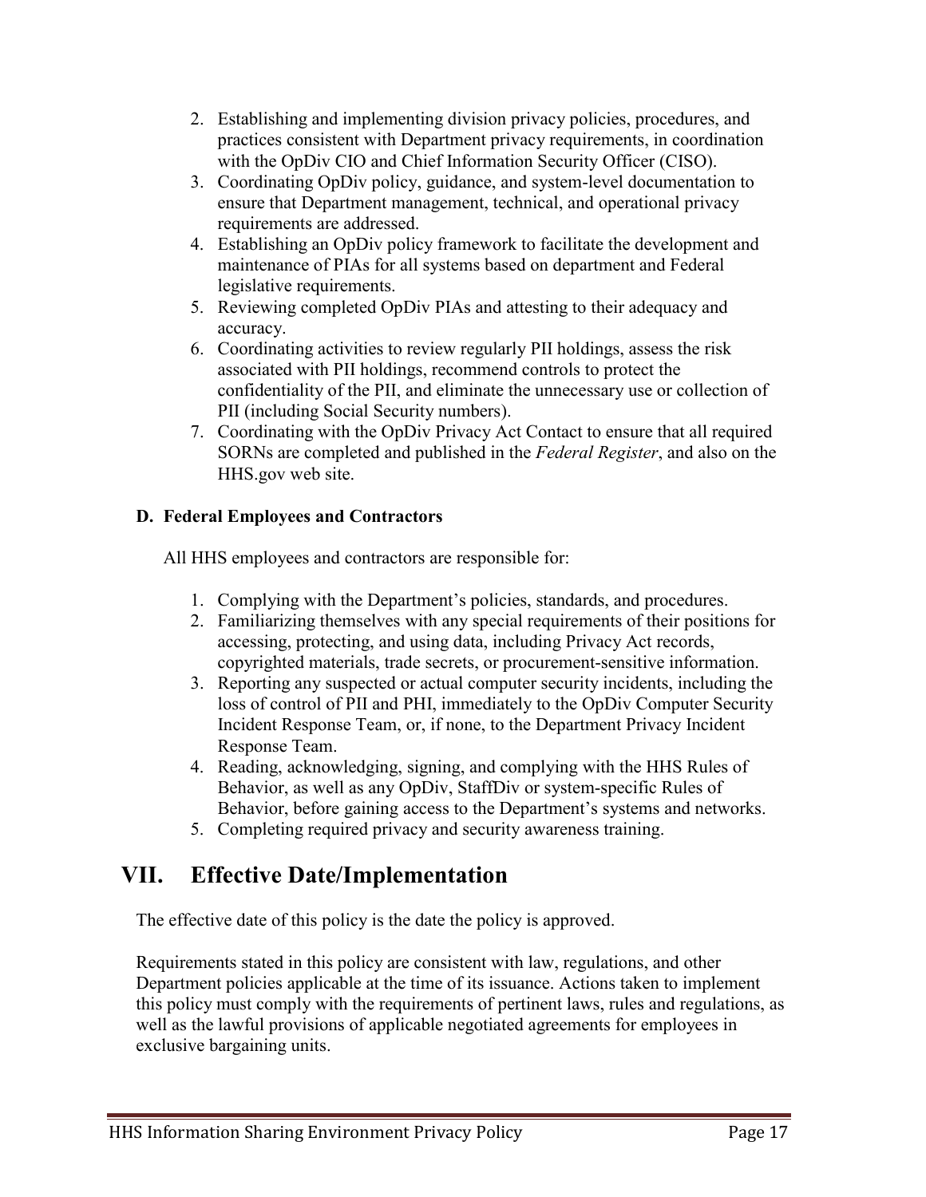2. Establishing and implementing division privacy policies, procedures, and practices consistent with Department privacy requirements, in coordination with the OpDiv CIO and Chief Information Security Officer (CISO).
3. Coordinating OpDiv policy, guidance, and system-level documentation to ensure that Department management, technical, and operational privacy requirements are addressed.
4. Establishing an OpDiv policy framework to facilitate the development and maintenance of PIAs for all systems based on department and Federal legislative requirements.
5. Reviewing completed OpDiv PIAs and attesting to their adequacy and accuracy.
6. Coordinating activities to review regularly PII holdings, assess the risk associated with PII holdings, recommend controls to protect the confidentiality of the PII, and eliminate the unnecessary use or collection of PII (including Social Security numbers).
7. Coordinating with the OpDiv Privacy Act Contact to ensure that all required SORNs are completed and published in the *Federal Register*, and also on the HHS.gov web site.

### D. Federal Employees and Contractors

All HHS employees and contractors are responsible for:

1. Complying with the Department's policies, standards, and procedures.
2. Familiarizing themselves with any special requirements of their positions for accessing, protecting, and using data, including Privacy Act records, copyrighted materials, trade secrets, or procurement-sensitive information.
3. Reporting any suspected or actual computer security incidents, including the loss of control of PII and PHI, immediately to the OpDiv Computer Security Incident Response Team, or, if none, to the Department Privacy Incident Response Team.
4. Reading, acknowledging, signing, and complying with the HHS Rules of Behavior, as well as any OpDiv, StaffDiv or system-specific Rules of Behavior, before gaining access to the Department's systems and networks.
5. Completing required privacy and security awareness training.

## VII. Effective Date/Implementation

The effective date of this policy is the date the policy is approved.

Requirements stated in this policy are consistent with law, regulations, and other Department policies applicable at the time of its issuance. Actions taken to implement this policy must comply with the requirements of pertinent laws, rules and regulations, as well as the lawful provisions of applicable negotiated agreements for employees in exclusive bargaining units.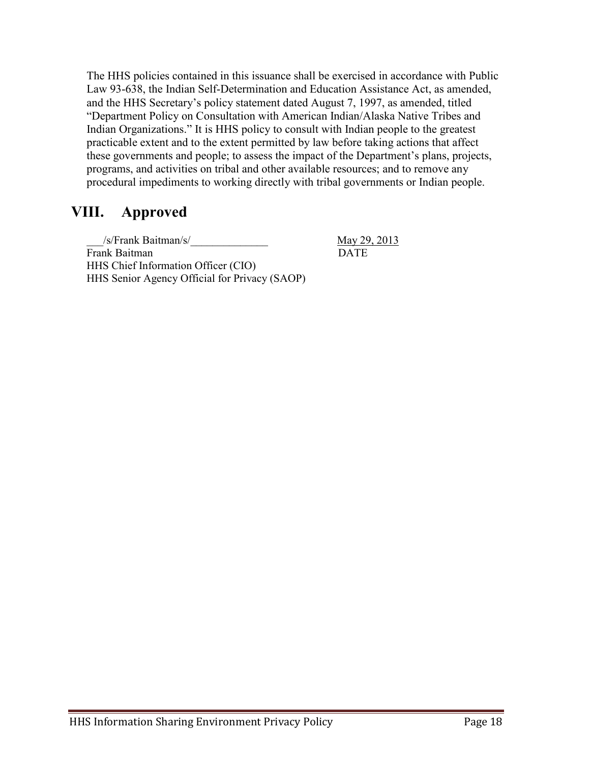The HHS policies contained in this issuance shall be exercised in accordance with Public Law 93-638, the Indian Self-Determination and Education Assistance Act, as amended, and the HHS Secretary's policy statement dated August 7, 1997, as amended, titled "Department Policy on Consultation with American Indian/Alaska Native Tribes and Indian Organizations." It is HHS policy to consult with Indian people to the greatest practicable extent and to the extent permitted by law before taking actions that affect these governments and people; to assess the impact of the Department's plans, projects, programs, and activities on tribal and other available resources; and to remove any procedural impediments to working directly with tribal governments or Indian people.

# VIII. Approved

___/s/Frank Baitman/s/______________ May 29, 2013
Frank Baitman DATE
HHS Chief Information Officer (CIO)
HHS Senior Agency Official for Privacy (SAOP)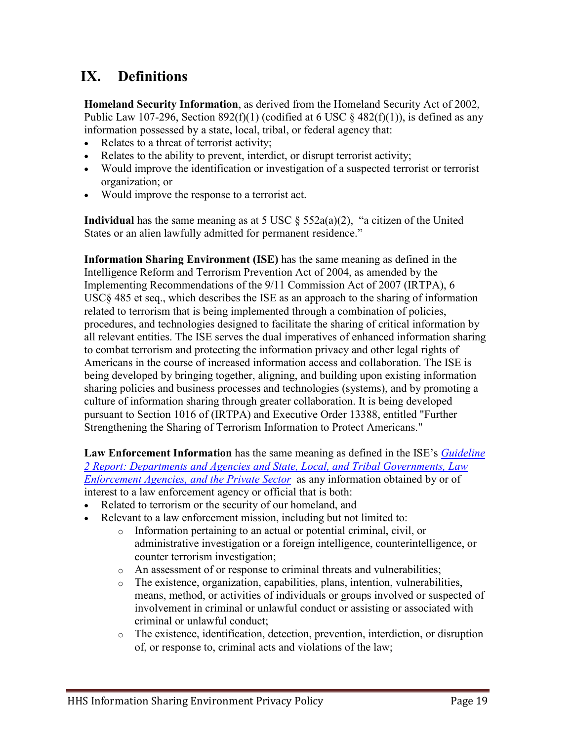# IX. Definitions

**Homeland Security Information**, as derived from the Homeland Security Act of 2002, Public Law 107-296, Section 892(f)(1) (codified at 6 USC § 482(f)(1)), is defined as any information possessed by a state, local, tribal, or federal agency that:

- Relates to a threat of terrorist activity;
- Relates to the ability to prevent, interdict, or disrupt terrorist activity;
- Would improve the identification or investigation of a suspected terrorist or terrorist organization; or
- Would improve the response to a terrorist act.

**Individual** has the same meaning as at 5 USC § 552a(a)(2), "a citizen of the United States or an alien lawfully admitted for permanent residence."

**Information Sharing Environment (ISE)** has the same meaning as defined in the Intelligence Reform and Terrorism Prevention Act of 2004, as amended by the Implementing Recommendations of the 9/11 Commission Act of 2007 (IRTPA), 6 USC§ 485 et seq., which describes the ISE as an approach to the sharing of information related to terrorism that is being implemented through a combination of policies, procedures, and technologies designed to facilitate the sharing of critical information by all relevant entities. The ISE serves the dual imperatives of enhanced information sharing to combat terrorism and protecting the information privacy and other legal rights of Americans in the course of increased information access and collaboration. The ISE is being developed by bringing together, aligning, and building upon existing information sharing policies and business processes and technologies (systems), and by promoting a culture of information sharing through greater collaboration. It is being developed pursuant to Section 1016 of (IRTPA) and Executive Order 13388, entitled "Further Strengthening the Sharing of Terrorism Information to Protect Americans."

**Law Enforcement Information** has the same meaning as defined in the ISE's *Guideline 2 Report: Departments and Agencies and State, Local, and Tribal Governments, Law Enforcement Agencies, and the Private Sector* as any information obtained by or of interest to a law enforcement agency or official that is both:

- Related to terrorism or the security of our homeland, and
- Relevant to a law enforcement mission, including but not limited to:
    - Information pertaining to an actual or potential criminal, civil, or administrative investigation or a foreign intelligence, counterintelligence, or counter terrorism investigation;
    - An assessment of or response to criminal threats and vulnerabilities;
    - The existence, organization, capabilities, plans, intention, vulnerabilities, means, method, or activities of individuals or groups involved or suspected of involvement in criminal or unlawful conduct or assisting or associated with criminal or unlawful conduct;
    - The existence, identification, detection, prevention, interdiction, or disruption of, or response to, criminal acts and violations of the law;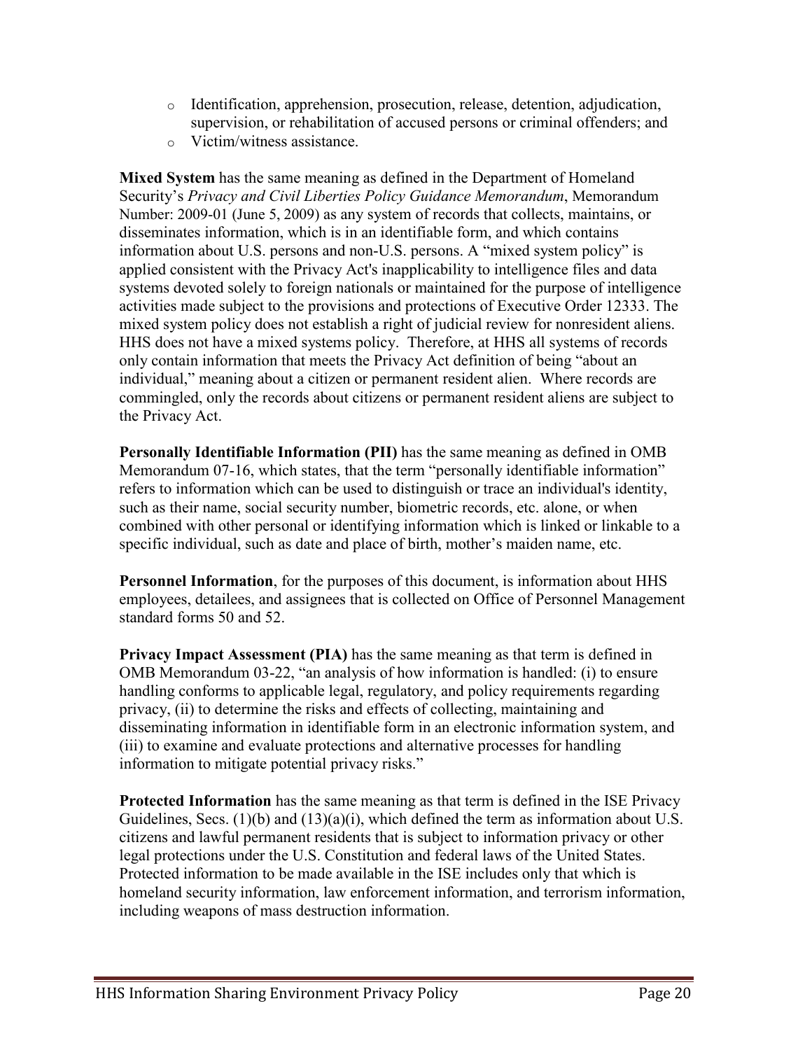- Identification, apprehension, prosecution, release, detention, adjudication, supervision, or rehabilitation of accused persons or criminal offenders; and
- Victim/witness assistance.

**Mixed System** has the same meaning as defined in the Department of Homeland Security's *Privacy and Civil Liberties Policy Guidance Memorandum*, Memorandum Number: 2009-01 (June 5, 2009) as any system of records that collects, maintains, or disseminates information, which is in an identifiable form, and which contains information about U.S. persons and non-U.S. persons. A "mixed system policy" is applied consistent with the Privacy Act's inapplicability to intelligence files and data systems devoted solely to foreign nationals or maintained for the purpose of intelligence activities made subject to the provisions and protections of Executive Order 12333. The mixed system policy does not establish a right of judicial review for nonresident aliens. HHS does not have a mixed systems policy. Therefore, at HHS all systems of records only contain information that meets the Privacy Act definition of being "about an individual," meaning about a citizen or permanent resident alien. Where records are commingled, only the records about citizens or permanent resident aliens are subject to the Privacy Act.

**Personally Identifiable Information (PII)** has the same meaning as defined in OMB Memorandum 07-16, which states, that the term "personally identifiable information" refers to information which can be used to distinguish or trace an individual's identity, such as their name, social security number, biometric records, etc. alone, or when combined with other personal or identifying information which is linked or linkable to a specific individual, such as date and place of birth, mother's maiden name, etc.

**Personnel Information**, for the purposes of this document, is information about HHS employees, detailees, and assignees that is collected on Office of Personnel Management standard forms 50 and 52.

**Privacy Impact Assessment (PIA)** has the same meaning as that term is defined in OMB Memorandum 03-22, "an analysis of how information is handled: (i) to ensure handling conforms to applicable legal, regulatory, and policy requirements regarding privacy, (ii) to determine the risks and effects of collecting, maintaining and disseminating information in identifiable form in an electronic information system, and (iii) to examine and evaluate protections and alternative processes for handling information to mitigate potential privacy risks."

**Protected Information** has the same meaning as that term is defined in the ISE Privacy Guidelines, Secs. (1)(b) and (13)(a)(i), which defined the term as information about U.S. citizens and lawful permanent residents that is subject to information privacy or other legal protections under the U.S. Constitution and federal laws of the United States. Protected information to be made available in the ISE includes only that which is homeland security information, law enforcement information, and terrorism information, including weapons of mass destruction information.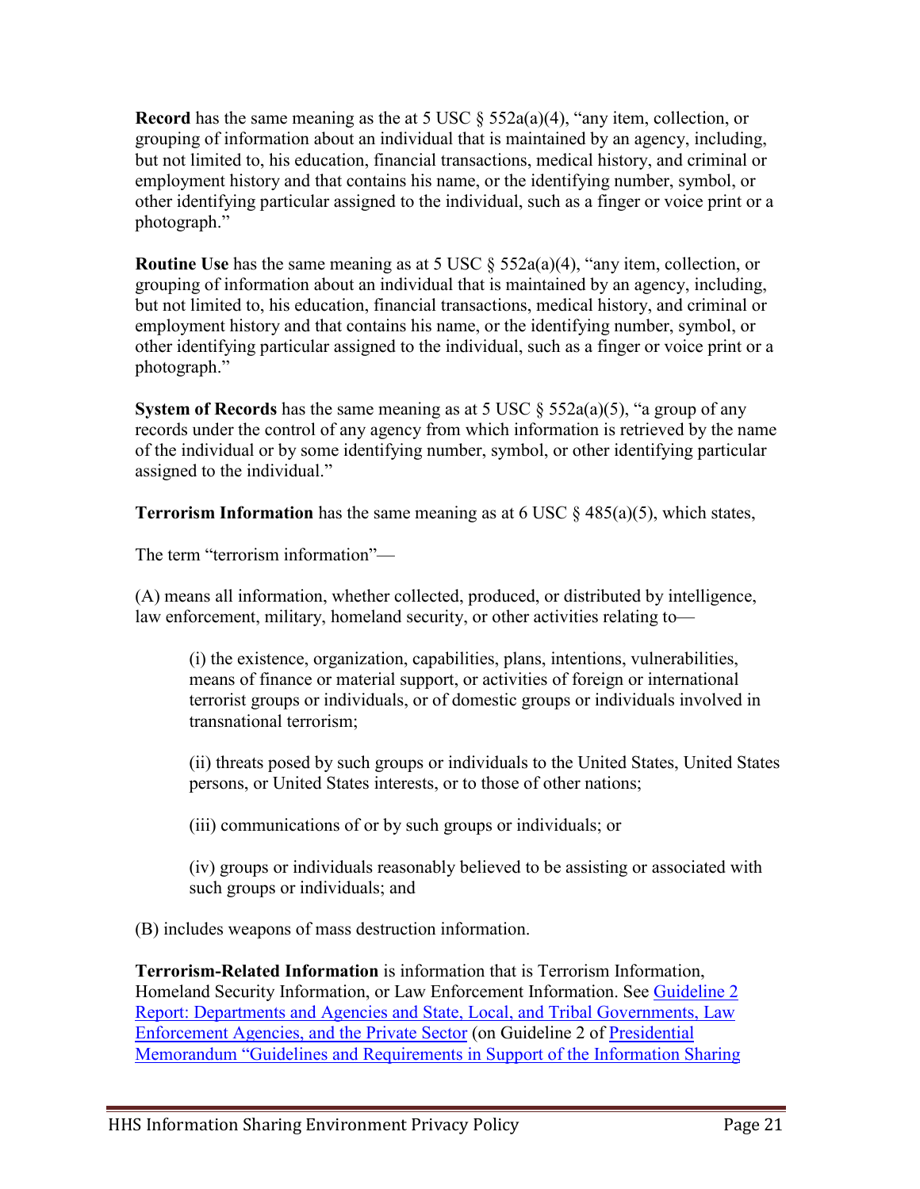**Record** has the same meaning as the at 5 USC § 552a(a)(4), "any item, collection, or grouping of information about an individual that is maintained by an agency, including, but not limited to, his education, financial transactions, medical history, and criminal or employment history and that contains his name, or the identifying number, symbol, or other identifying particular assigned to the individual, such as a finger or voice print or a photograph."

**Routine Use** has the same meaning as at 5 USC § 552a(a)(4), "any item, collection, or grouping of information about an individual that is maintained by an agency, including, but not limited to, his education, financial transactions, medical history, and criminal or employment history and that contains his name, or the identifying number, symbol, or other identifying particular assigned to the individual, such as a finger or voice print or a photograph."

**System of Records** has the same meaning as at 5 USC § 552a(a)(5), "a group of any records under the control of any agency from which information is retrieved by the name of the individual or by some identifying number, symbol, or other identifying particular assigned to the individual."

**Terrorism Information** has the same meaning as at 6 USC § 485(a)(5), which states,

The term "terrorism information"—

(A) means all information, whether collected, produced, or distributed by intelligence, law enforcement, military, homeland security, or other activities relating to—

> (i) the existence, organization, capabilities, plans, intentions, vulnerabilities, means of finance or material support, or activities of foreign or international terrorist groups or individuals, or of domestic groups or individuals involved in transnational terrorism;
>
> (ii) threats posed by such groups or individuals to the United States, United States persons, or United States interests, or to those of other nations;
>
> (iii) communications of or by such groups or individuals; or
>
> (iv) groups or individuals reasonably believed to be assisting or associated with such groups or individuals; and

(B) includes weapons of mass destruction information.

**Terrorism-Related Information** is information that is Terrorism Information, Homeland Security Information, or Law Enforcement Information. See Guideline 2 Report: Departments and Agencies and State, Local, and Tribal Governments, Law Enforcement Agencies, and the Private Sector (on Guideline 2 of Presidential Memorandum "Guidelines and Requirements in Support of the Information Sharing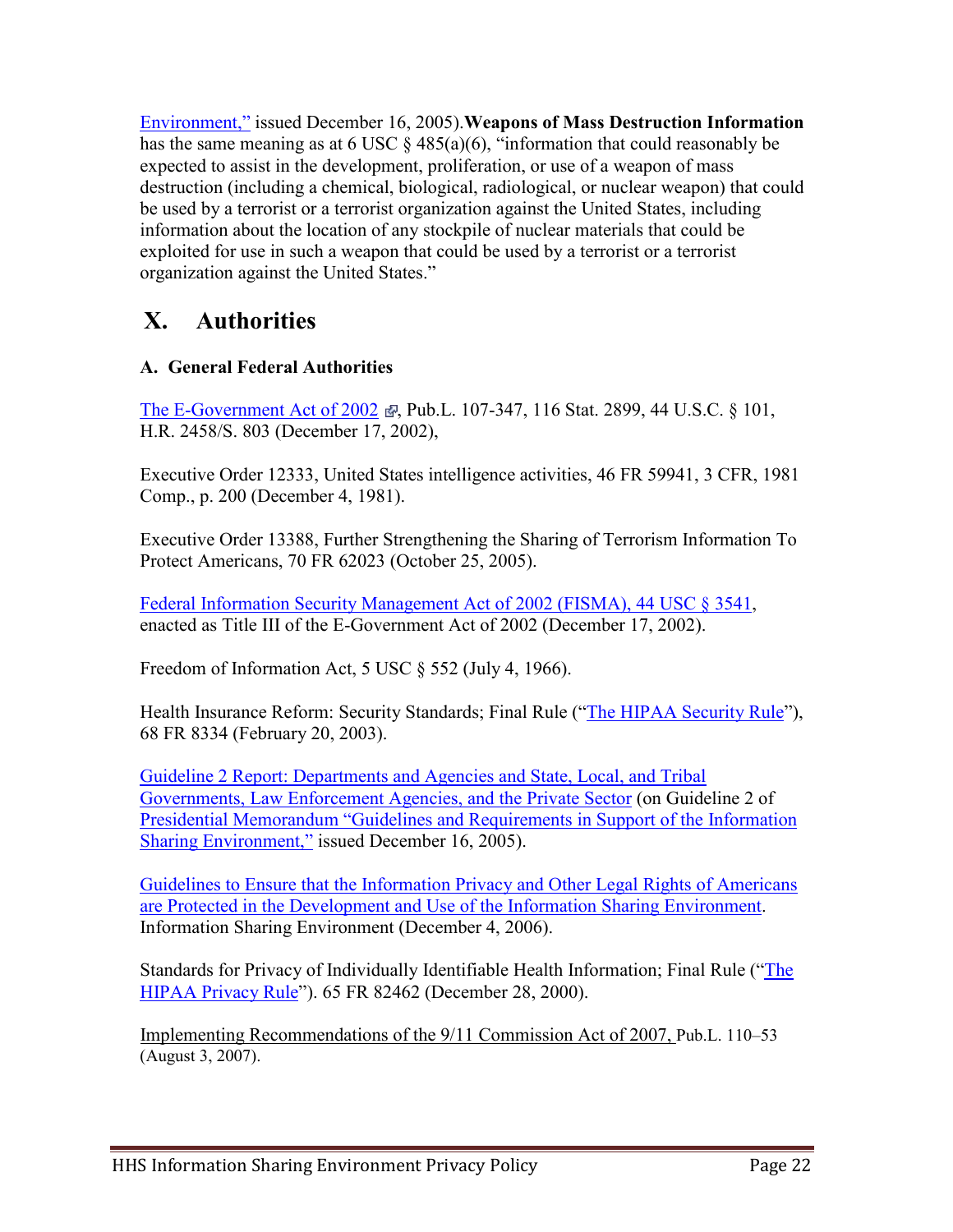Environment," issued December 16, 2005). **Weapons of Mass Destruction Information** has the same meaning as at 6 USC § 485(a)(6), "information that could reasonably be expected to assist in the development, proliferation, or use of a weapon of mass destruction (including a chemical, biological, radiological, or nuclear weapon) that could be used by a terrorist or a terrorist organization against the United States, including information about the location of any stockpile of nuclear materials that could be exploited for use in such a weapon that could be used by a terrorist or a terrorist organization against the United States."

# X. Authorities

### A. General Federal Authorities

The E-Government Act of 2002, Pub.L. 107-347, 116 Stat. 2899, 44 U.S.C. § 101, H.R. 2458/S. 803 (December 17, 2002),

Executive Order 12333, United States intelligence activities, 46 FR 59941, 3 CFR, 1981 Comp., p. 200 (December 4, 1981).

Executive Order 13388, Further Strengthening the Sharing of Terrorism Information To Protect Americans, 70 FR 62023 (October 25, 2005).

Federal Information Security Management Act of 2002 (FISMA), 44 USC § 3541, enacted as Title III of the E-Government Act of 2002 (December 17, 2002).

Freedom of Information Act, 5 USC § 552 (July 4, 1966).

Health Insurance Reform: Security Standards; Final Rule ("The HIPAA Security Rule"), 68 FR 8334 (February 20, 2003).

Guideline 2 Report: Departments and Agencies and State, Local, and Tribal Governments, Law Enforcement Agencies, and the Private Sector (on Guideline 2 of Presidential Memorandum "Guidelines and Requirements in Support of the Information Sharing Environment," issued December 16, 2005).

Guidelines to Ensure that the Information Privacy and Other Legal Rights of Americans are Protected in the Development and Use of the Information Sharing Environment. Information Sharing Environment (December 4, 2006).

Standards for Privacy of Individually Identifiable Health Information; Final Rule ("The HIPAA Privacy Rule"). 65 FR 82462 (December 28, 2000).

Implementing Recommendations of the 9/11 Commission Act of 2007, Pub.L. 110–53 (August 3, 2007).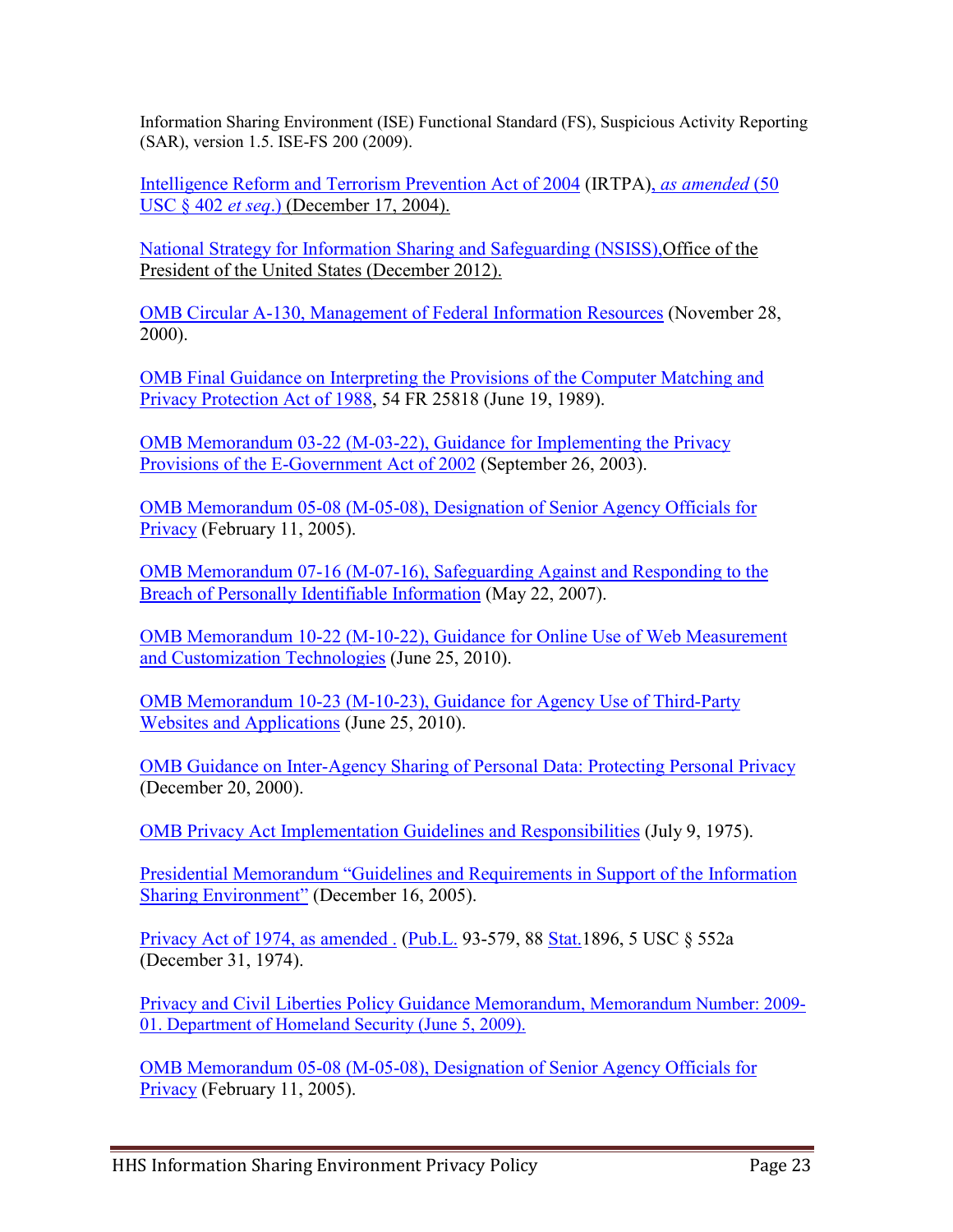Information Sharing Environment (ISE) Functional Standard (FS), Suspicious Activity Reporting (SAR), version 1.5. ISE-FS 200 (2009).

Intelligence Reform and Terrorism Prevention Act of 2004 (IRTPA), *as amended* (50 USC § 402 *et seq*.) (December 17, 2004).

National Strategy for Information Sharing and Safeguarding (NSISS), Office of the President of the United States (December 2012).

OMB Circular A-130, Management of Federal Information Resources (November 28, 2000).

OMB Final Guidance on Interpreting the Provisions of the Computer Matching and Privacy Protection Act of 1988, 54 FR 25818 (June 19, 1989).

OMB Memorandum 03-22 (M-03-22), Guidance for Implementing the Privacy Provisions of the E-Government Act of 2002 (September 26, 2003).

OMB Memorandum 05-08 (M-05-08), Designation of Senior Agency Officials for Privacy (February 11, 2005).

OMB Memorandum 07-16 (M-07-16), Safeguarding Against and Responding to the Breach of Personally Identifiable Information (May 22, 2007).

OMB Memorandum 10-22 (M-10-22), Guidance for Online Use of Web Measurement and Customization Technologies (June 25, 2010).

OMB Memorandum 10-23 (M-10-23), Guidance for Agency Use of Third-Party Websites and Applications (June 25, 2010).

OMB Guidance on Inter-Agency Sharing of Personal Data: Protecting Personal Privacy (December 20, 2000).

OMB Privacy Act Implementation Guidelines and Responsibilities (July 9, 1975).

Presidential Memorandum "Guidelines and Requirements in Support of the Information Sharing Environment" (December 16, 2005).

Privacy Act of 1974, as amended . (Pub.L. 93-579, 88 Stat.1896, 5 USC § 552a (December 31, 1974).

Privacy and Civil Liberties Policy Guidance Memorandum, Memorandum Number: 2009-01. Department of Homeland Security (June 5, 2009).

OMB Memorandum 05-08 (M-05-08), Designation of Senior Agency Officials for Privacy (February 11, 2005).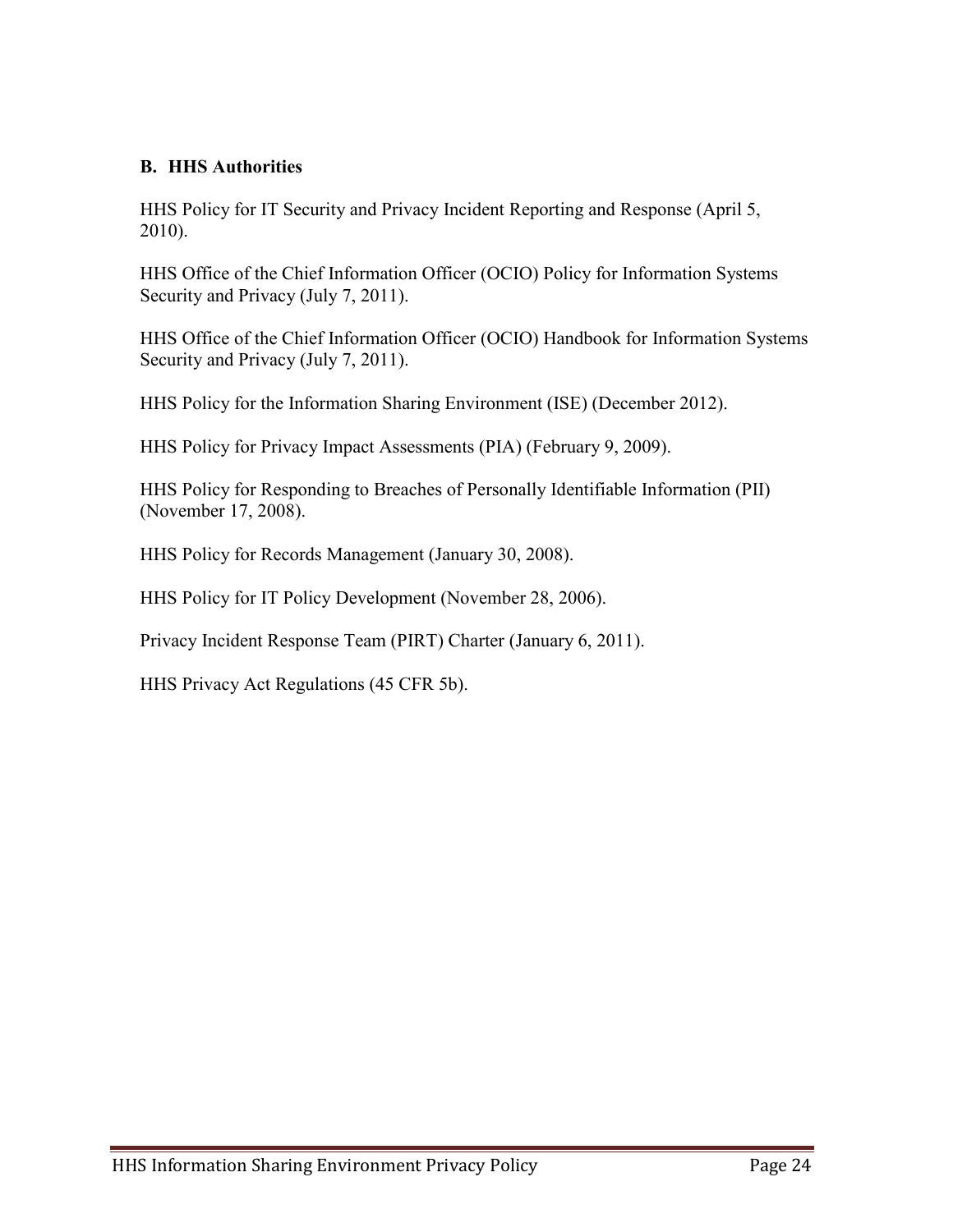### B. HHS Authorities

HHS Policy for IT Security and Privacy Incident Reporting and Response (April 5, 2010).

HHS Office of the Chief Information Officer (OCIO) Policy for Information Systems Security and Privacy (July 7, 2011).

HHS Office of the Chief Information Officer (OCIO) Handbook for Information Systems Security and Privacy (July 7, 2011).

HHS Policy for the Information Sharing Environment (ISE) (December 2012).

HHS Policy for Privacy Impact Assessments (PIA) (February 9, 2009).

HHS Policy for Responding to Breaches of Personally Identifiable Information (PII) (November 17, 2008).

HHS Policy for Records Management (January 30, 2008).

HHS Policy for IT Policy Development (November 28, 2006).

Privacy Incident Response Team (PIRT) Charter (January 6, 2011).

HHS Privacy Act Regulations (45 CFR 5b).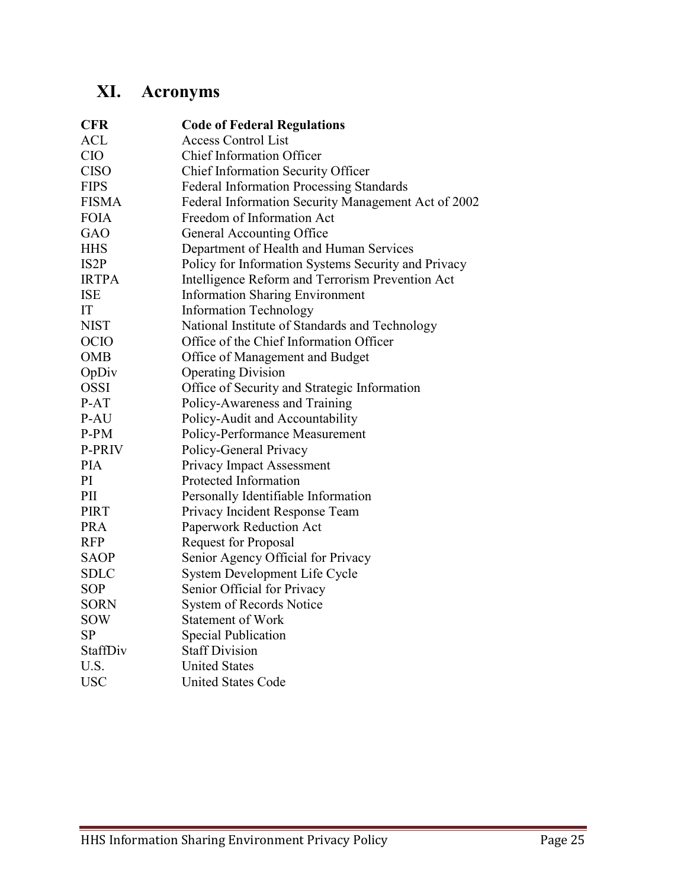# XI. Acronyms

| **CFR** | **Code of Federal Regulations** |
|---|---|
| ACL | Access Control List |
| CIO | Chief Information Officer |
| CISO | Chief Information Security Officer |
| FIPS | Federal Information Processing Standards |
| FISMA | Federal Information Security Management Act of 2002 |
| FOIA | Freedom of Information Act |
| GAO | General Accounting Office |
| HHS | Department of Health and Human Services |
| IS2P | Policy for Information Systems Security and Privacy |
| IRTPA | Intelligence Reform and Terrorism Prevention Act |
| ISE | Information Sharing Environment |
| IT | Information Technology |
| NIST | National Institute of Standards and Technology |
| OCIO | Office of the Chief Information Officer |
| OMB | Office of Management and Budget |
| OpDiv | Operating Division |
| OSSI | Office of Security and Strategic Information |
| P-AT | Policy-Awareness and Training |
| P-AU | Policy-Audit and Accountability |
| P-PM | Policy-Performance Measurement |
| P-PRIV | Policy-General Privacy |
| PIA | Privacy Impact Assessment |
| PI | Protected Information |
| PII | Personally Identifiable Information |
| PIRT | Privacy Incident Response Team |
| PRA | Paperwork Reduction Act |
| RFP | Request for Proposal |
| SAOP | Senior Agency Official for Privacy |
| SDLC | System Development Life Cycle |
| SOP | Senior Official for Privacy |
| SORN | System of Records Notice |
| SOW | Statement of Work |
| SP | Special Publication |
| StaffDiv | Staff Division |
| U.S. | United States |
| USC | United States Code |